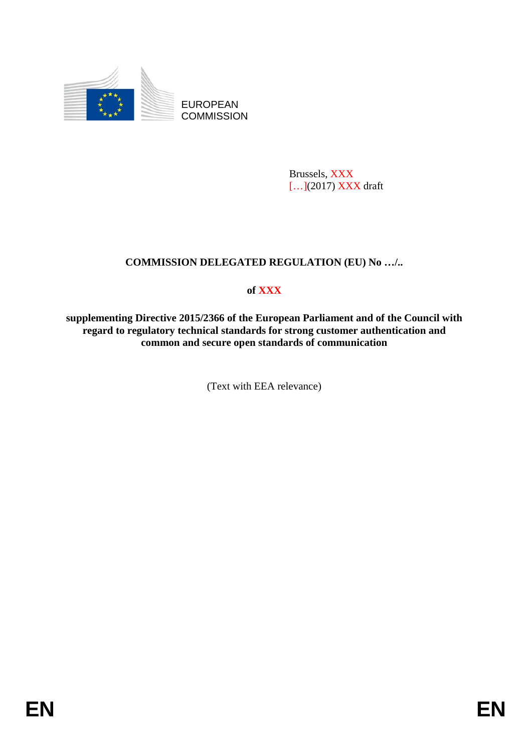EUROPEAN COMMISSION

Brussels, XXX
[…](2017) XXX draft

**COMMISSION DELEGATED REGULATION (EU) No …/..**

**of XXX**

**supplementing Directive 2015/2366 of the European Parliament and of the Council with regard to regulatory technical standards for strong customer authentication and common and secure open standards of communication**

(Text with EEA relevance)

EN EN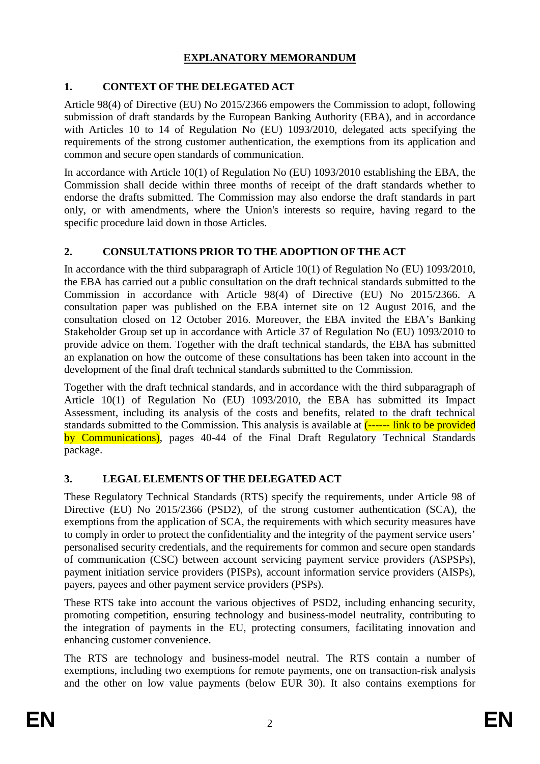## EXPLANATORY MEMORANDUM

## 1. CONTEXT OF THE DELEGATED ACT

Article 98(4) of Directive (EU) No 2015/2366 empowers the Commission to adopt, following submission of draft standards by the European Banking Authority (EBA), and in accordance with Articles 10 to 14 of Regulation No (EU) 1093/2010, delegated acts specifying the requirements of the strong customer authentication, the exemptions from its application and common and secure open standards of communication.

In accordance with Article 10(1) of Regulation No (EU) 1093/2010 establishing the EBA, the Commission shall decide within three months of receipt of the draft standards whether to endorse the drafts submitted. The Commission may also endorse the draft standards in part only, or with amendments, where the Union's interests so require, having regard to the specific procedure laid down in those Articles.

## 2. CONSULTATIONS PRIOR TO THE ADOPTION OF THE ACT

In accordance with the third subparagraph of Article 10(1) of Regulation No (EU) 1093/2010, the EBA has carried out a public consultation on the draft technical standards submitted to the Commission in accordance with Article 98(4) of Directive (EU) No 2015/2366. A consultation paper was published on the EBA internet site on 12 August 2016, and the consultation closed on 12 October 2016. Moreover, the EBA invited the EBA's Banking Stakeholder Group set up in accordance with Article 37 of Regulation No (EU) 1093/2010 to provide advice on them. Together with the draft technical standards, the EBA has submitted an explanation on how the outcome of these consultations has been taken into account in the development of the final draft technical standards submitted to the Commission.

Together with the draft technical standards, and in accordance with the third subparagraph of Article 10(1) of Regulation No (EU) 1093/2010, the EBA has submitted its Impact Assessment, including its analysis of the costs and benefits, related to the draft technical standards submitted to the Commission. This analysis is available at (------ link to be provided by Communications), pages 40-44 of the Final Draft Regulatory Technical Standards package.

## 3. LEGAL ELEMENTS OF THE DELEGATED ACT

These Regulatory Technical Standards (RTS) specify the requirements, under Article 98 of Directive (EU) No 2015/2366 (PSD2), of the strong customer authentication (SCA), the exemptions from the application of SCA, the requirements with which security measures have to comply in order to protect the confidentiality and the integrity of the payment service users' personalised security credentials, and the requirements for common and secure open standards of communication (CSC) between account servicing payment service providers (ASPSPs), payment initiation service providers (PISPs), account information service providers (AISPs), payers, payees and other payment service providers (PSPs).

These RTS take into account the various objectives of PSD2, including enhancing security, promoting competition, ensuring technology and business-model neutrality, contributing to the integration of payments in the EU, protecting consumers, facilitating innovation and enhancing customer convenience.

The RTS are technology and business-model neutral. The RTS contain a number of exemptions, including two exemptions for remote payments, one on transaction-risk analysis and the other on low value payments (below EUR 30). It also contains exemptions for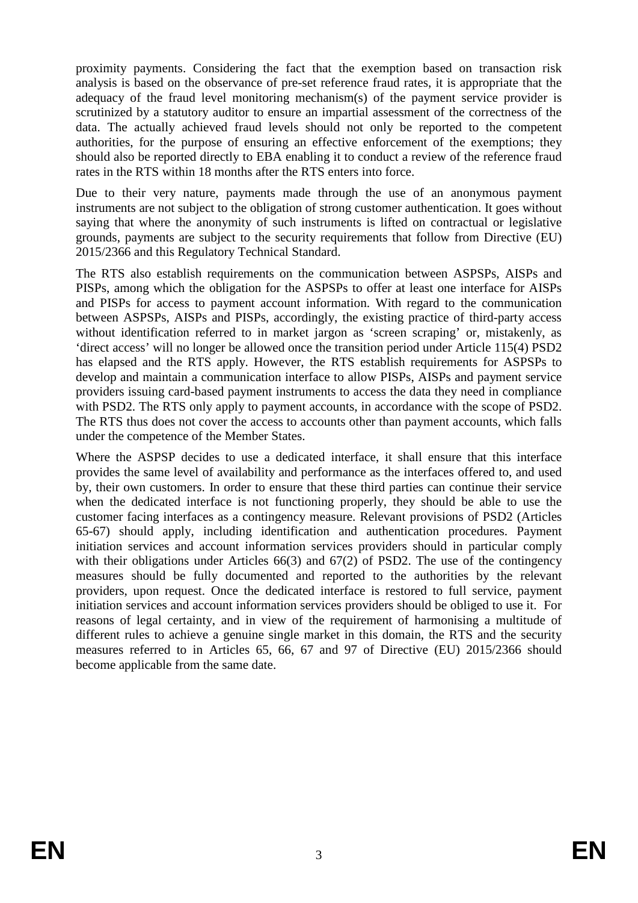proximity payments. Considering the fact that the exemption based on transaction risk analysis is based on the observance of pre-set reference fraud rates, it is appropriate that the adequacy of the fraud level monitoring mechanism(s) of the payment service provider is scrutinized by a statutory auditor to ensure an impartial assessment of the correctness of the data. The actually achieved fraud levels should not only be reported to the competent authorities, for the purpose of ensuring an effective enforcement of the exemptions; they should also be reported directly to EBA enabling it to conduct a review of the reference fraud rates in the RTS within 18 months after the RTS enters into force.

Due to their very nature, payments made through the use of an anonymous payment instruments are not subject to the obligation of strong customer authentication. It goes without saying that where the anonymity of such instruments is lifted on contractual or legislative grounds, payments are subject to the security requirements that follow from Directive (EU) 2015/2366 and this Regulatory Technical Standard.

The RTS also establish requirements on the communication between ASPSPs, AISPs and PISPs, among which the obligation for the ASPSPs to offer at least one interface for AISPs and PISPs for access to payment account information. With regard to the communication between ASPSPs, AISPs and PISPs, accordingly, the existing practice of third-party access without identification referred to in market jargon as 'screen scraping' or, mistakenly, as 'direct access' will no longer be allowed once the transition period under Article 115(4) PSD2 has elapsed and the RTS apply. However, the RTS establish requirements for ASPSPs to develop and maintain a communication interface to allow PISPs, AISPs and payment service providers issuing card-based payment instruments to access the data they need in compliance with PSD2. The RTS only apply to payment accounts, in accordance with the scope of PSD2. The RTS thus does not cover the access to accounts other than payment accounts, which falls under the competence of the Member States.

Where the ASPSP decides to use a dedicated interface, it shall ensure that this interface provides the same level of availability and performance as the interfaces offered to, and used by, their own customers. In order to ensure that these third parties can continue their service when the dedicated interface is not functioning properly, they should be able to use the customer facing interfaces as a contingency measure. Relevant provisions of PSD2 (Articles 65-67) should apply, including identification and authentication procedures. Payment initiation services and account information services providers should in particular comply with their obligations under Articles 66(3) and 67(2) of PSD2. The use of the contingency measures should be fully documented and reported to the authorities by the relevant providers, upon request. Once the dedicated interface is restored to full service, payment initiation services and account information services providers should be obliged to use it. For reasons of legal certainty, and in view of the requirement of harmonising a multitude of different rules to achieve a genuine single market in this domain, the RTS and the security measures referred to in Articles 65, 66, 67 and 97 of Directive (EU) 2015/2366 should become applicable from the same date.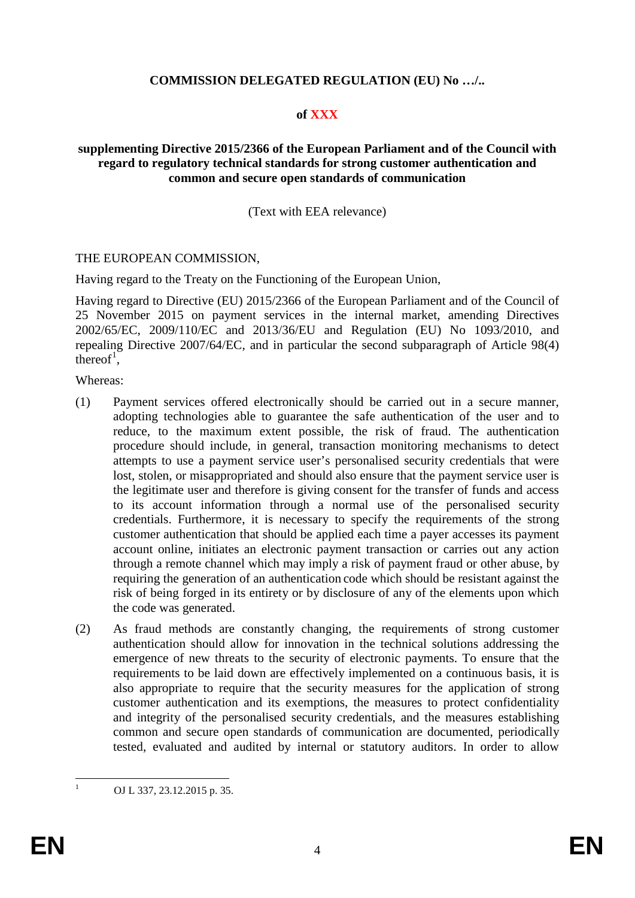**COMMISSION DELEGATED REGULATION (EU) No …/..**

**of XXX**

**supplementing Directive 2015/2366 of the European Parliament and of the Council with regard to regulatory technical standards for strong customer authentication and common and secure open standards of communication**

(Text with EEA relevance)

THE EUROPEAN COMMISSION,

Having regard to the Treaty on the Functioning of the European Union,

Having regard to Directive (EU) 2015/2366 of the European Parliament and of the Council of 25 November 2015 on payment services in the internal market, amending Directives 2002/65/EC, 2009/110/EC and 2013/36/EU and Regulation (EU) No 1093/2010, and repealing Directive 2007/64/EC, and in particular the second subparagraph of Article 98(4) thereof[1],

Whereas:

(1) Payment services offered electronically should be carried out in a secure manner, adopting technologies able to guarantee the safe authentication of the user and to reduce, to the maximum extent possible, the risk of fraud. The authentication procedure should include, in general, transaction monitoring mechanisms to detect attempts to use a payment service user's personalised security credentials that were lost, stolen, or misappropriated and should also ensure that the payment service user is the legitimate user and therefore is giving consent for the transfer of funds and access to its account information through a normal use of the personalised security credentials. Furthermore, it is necessary to specify the requirements of the strong customer authentication that should be applied each time a payer accesses its payment account online, initiates an electronic payment transaction or carries out any action through a remote channel which may imply a risk of payment fraud or other abuse, by requiring the generation of an authentication code which should be resistant against the risk of being forged in its entirety or by disclosure of any of the elements upon which the code was generated.

(2) As fraud methods are constantly changing, the requirements of strong customer authentication should allow for innovation in the technical solutions addressing the emergence of new threats to the security of electronic payments. To ensure that the requirements to be laid down are effectively implemented on a continuous basis, it is also appropriate to require that the security measures for the application of strong customer authentication and its exemptions, the measures to protect confidentiality and integrity of the personalised security credentials, and the measures establishing common and secure open standards of communication are documented, periodically tested, evaluated and audited by internal or statutory auditors. In order to allow

[1] OJ L 337, 23.12.2015 p. 35.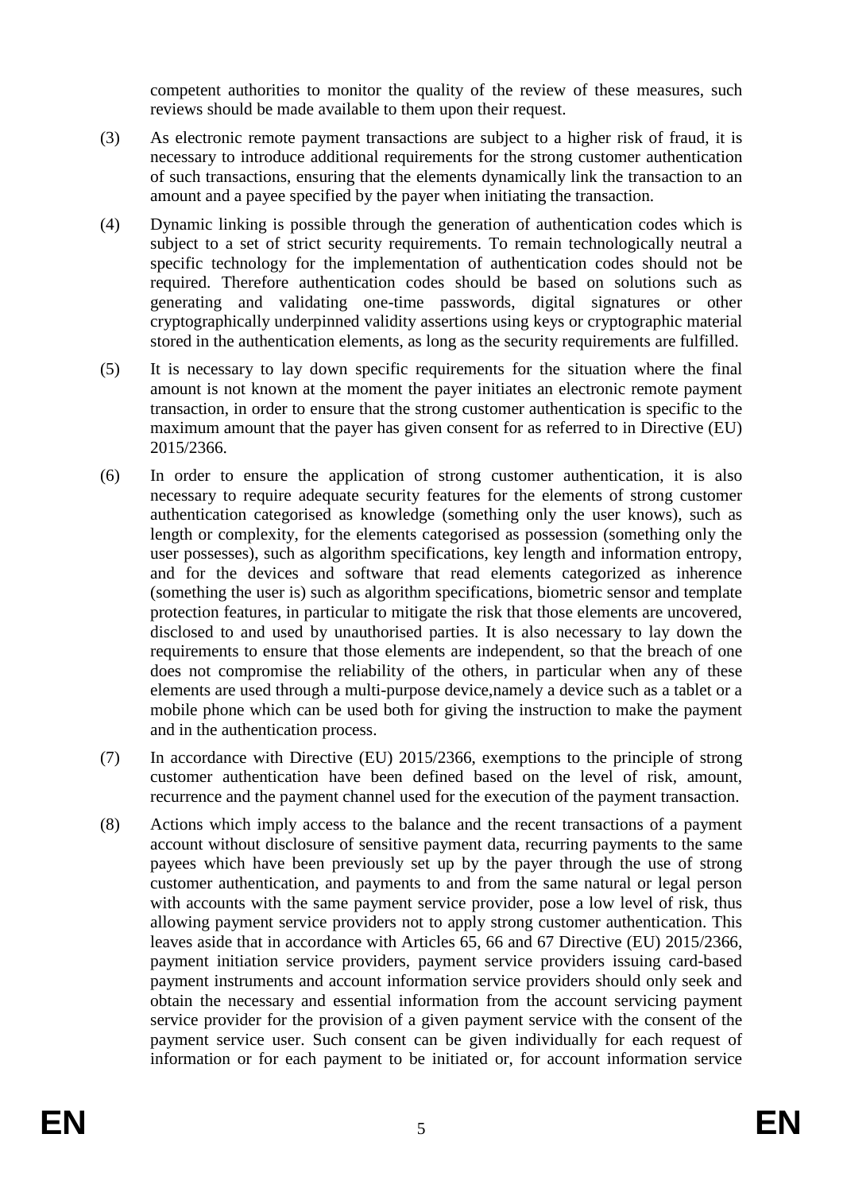competent authorities to monitor the quality of the review of these measures, such reviews should be made available to them upon their request.

(3) As electronic remote payment transactions are subject to a higher risk of fraud, it is necessary to introduce additional requirements for the strong customer authentication of such transactions, ensuring that the elements dynamically link the transaction to an amount and a payee specified by the payer when initiating the transaction.

(4) Dynamic linking is possible through the generation of authentication codes which is subject to a set of strict security requirements. To remain technologically neutral a specific technology for the implementation of authentication codes should not be required. Therefore authentication codes should be based on solutions such as generating and validating one-time passwords, digital signatures or other cryptographically underpinned validity assertions using keys or cryptographic material stored in the authentication elements, as long as the security requirements are fulfilled.

(5) It is necessary to lay down specific requirements for the situation where the final amount is not known at the moment the payer initiates an electronic remote payment transaction, in order to ensure that the strong customer authentication is specific to the maximum amount that the payer has given consent for as referred to in Directive (EU) 2015/2366.

(6) In order to ensure the application of strong customer authentication, it is also necessary to require adequate security features for the elements of strong customer authentication categorised as knowledge (something only the user knows), such as length or complexity, for the elements categorised as possession (something only the user possesses), such as algorithm specifications, key length and information entropy, and for the devices and software that read elements categorized as inherence (something the user is) such as algorithm specifications, biometric sensor and template protection features, in particular to mitigate the risk that those elements are uncovered, disclosed to and used by unauthorised parties. It is also necessary to lay down the requirements to ensure that those elements are independent, so that the breach of one does not compromise the reliability of the others, in particular when any of these elements are used through a multi-purpose device,namely a device such as a tablet or a mobile phone which can be used both for giving the instruction to make the payment and in the authentication process.

(7) In accordance with Directive (EU) 2015/2366, exemptions to the principle of strong customer authentication have been defined based on the level of risk, amount, recurrence and the payment channel used for the execution of the payment transaction.

(8) Actions which imply access to the balance and the recent transactions of a payment account without disclosure of sensitive payment data, recurring payments to the same payees which have been previously set up by the payer through the use of strong customer authentication, and payments to and from the same natural or legal person with accounts with the same payment service provider, pose a low level of risk, thus allowing payment service providers not to apply strong customer authentication. This leaves aside that in accordance with Articles 65, 66 and 67 Directive (EU) 2015/2366, payment initiation service providers, payment service providers issuing card-based payment instruments and account information service providers should only seek and obtain the necessary and essential information from the account servicing payment service provider for the provision of a given payment service with the consent of the payment service user. Such consent can be given individually for each request of information or for each payment to be initiated or, for account information service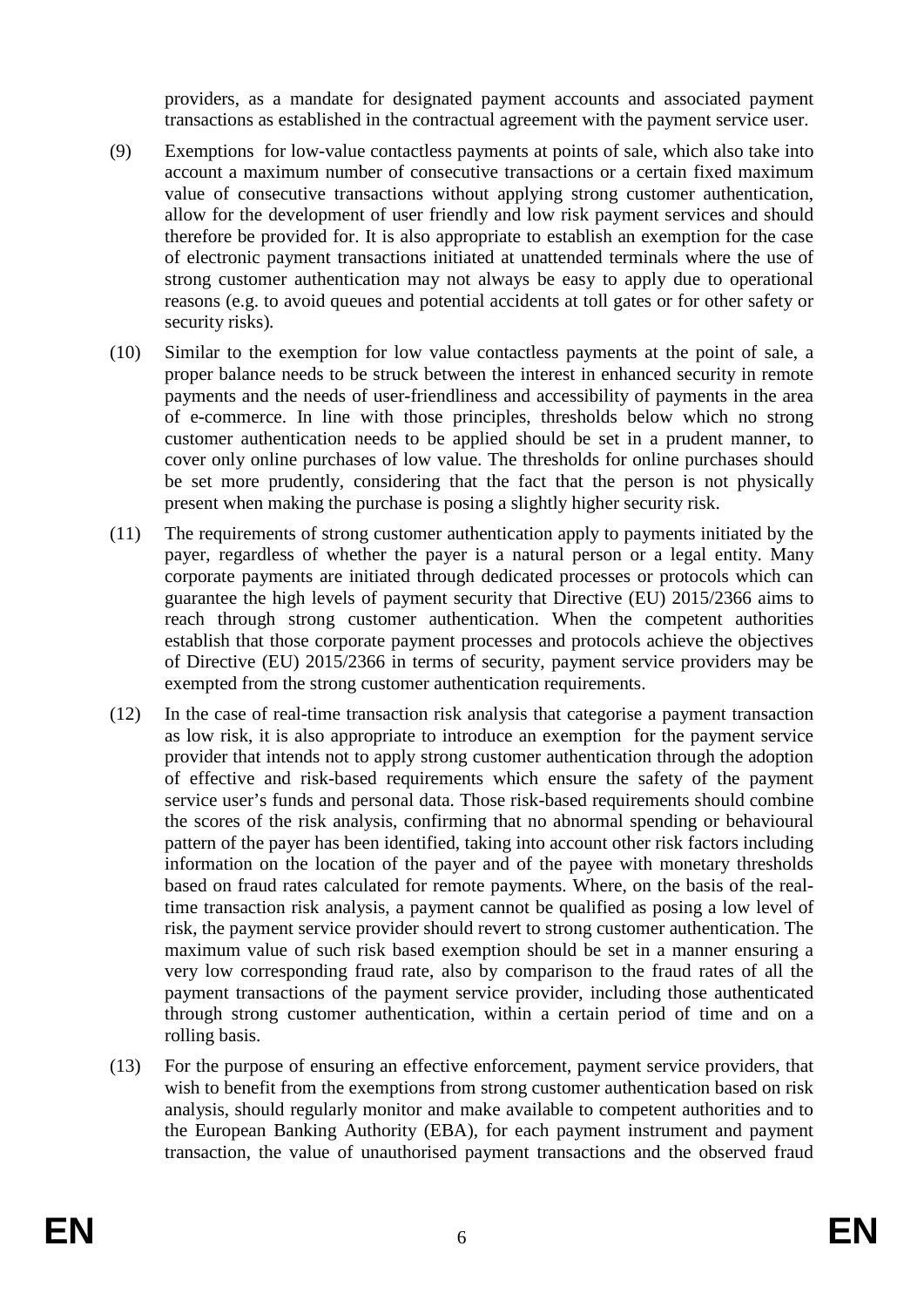providers, as a mandate for designated payment accounts and associated payment transactions as established in the contractual agreement with the payment service user.

(9) Exemptions for low-value contactless payments at points of sale, which also take into account a maximum number of consecutive transactions or a certain fixed maximum value of consecutive transactions without applying strong customer authentication, allow for the development of user friendly and low risk payment services and should therefore be provided for. It is also appropriate to establish an exemption for the case of electronic payment transactions initiated at unattended terminals where the use of strong customer authentication may not always be easy to apply due to operational reasons (e.g. to avoid queues and potential accidents at toll gates or for other safety or security risks).

(10) Similar to the exemption for low value contactless payments at the point of sale, a proper balance needs to be struck between the interest in enhanced security in remote payments and the needs of user-friendliness and accessibility of payments in the area of e-commerce. In line with those principles, thresholds below which no strong customer authentication needs to be applied should be set in a prudent manner, to cover only online purchases of low value. The thresholds for online purchases should be set more prudently, considering that the fact that the person is not physically present when making the purchase is posing a slightly higher security risk.

(11) The requirements of strong customer authentication apply to payments initiated by the payer, regardless of whether the payer is a natural person or a legal entity. Many corporate payments are initiated through dedicated processes or protocols which can guarantee the high levels of payment security that Directive (EU) 2015/2366 aims to reach through strong customer authentication. When the competent authorities establish that those corporate payment processes and protocols achieve the objectives of Directive (EU) 2015/2366 in terms of security, payment service providers may be exempted from the strong customer authentication requirements.

(12) In the case of real-time transaction risk analysis that categorise a payment transaction as low risk, it is also appropriate to introduce an exemption for the payment service provider that intends not to apply strong customer authentication through the adoption of effective and risk-based requirements which ensure the safety of the payment service user's funds and personal data. Those risk-based requirements should combine the scores of the risk analysis, confirming that no abnormal spending or behavioural pattern of the payer has been identified, taking into account other risk factors including information on the location of the payer and of the payee with monetary thresholds based on fraud rates calculated for remote payments. Where, on the basis of the real-time transaction risk analysis, a payment cannot be qualified as posing a low level of risk, the payment service provider should revert to strong customer authentication. The maximum value of such risk based exemption should be set in a manner ensuring a very low corresponding fraud rate, also by comparison to the fraud rates of all the payment transactions of the payment service provider, including those authenticated through strong customer authentication, within a certain period of time and on a rolling basis.

(13) For the purpose of ensuring an effective enforcement, payment service providers, that wish to benefit from the exemptions from strong customer authentication based on risk analysis, should regularly monitor and make available to competent authorities and to the European Banking Authority (EBA), for each payment instrument and payment transaction, the value of unauthorised payment transactions and the observed fraud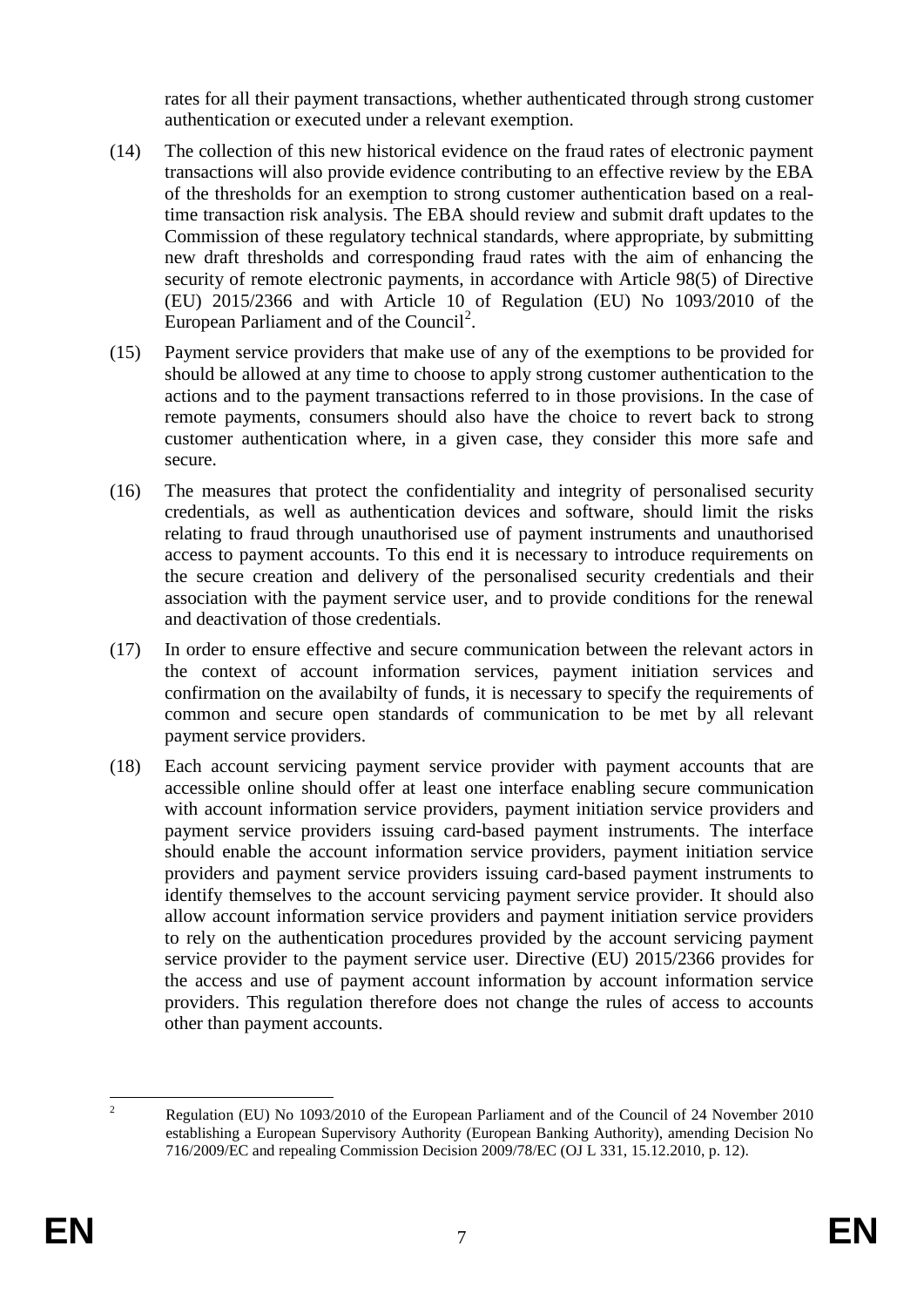rates for all their payment transactions, whether authenticated through strong customer authentication or executed under a relevant exemption.

(14) The collection of this new historical evidence on the fraud rates of electronic payment transactions will also provide evidence contributing to an effective review by the EBA of the thresholds for an exemption to strong customer authentication based on a real-time transaction risk analysis. The EBA should review and submit draft updates to the Commission of these regulatory technical standards, where appropriate, by submitting new draft thresholds and corresponding fraud rates with the aim of enhancing the security of remote electronic payments, in accordance with Article 98(5) of Directive (EU) 2015/2366 and with Article 10 of Regulation (EU) No 1093/2010 of the European Parliament and of the Council[2].

(15) Payment service providers that make use of any of the exemptions to be provided for should be allowed at any time to choose to apply strong customer authentication to the actions and to the payment transactions referred to in those provisions. In the case of remote payments, consumers should also have the choice to revert back to strong customer authentication where, in a given case, they consider this more safe and secure.

(16) The measures that protect the confidentiality and integrity of personalised security credentials, as well as authentication devices and software, should limit the risks relating to fraud through unauthorised use of payment instruments and unauthorised access to payment accounts. To this end it is necessary to introduce requirements on the secure creation and delivery of the personalised security credentials and their association with the payment service user, and to provide conditions for the renewal and deactivation of those credentials.

(17) In order to ensure effective and secure communication between the relevant actors in the context of account information services, payment initiation services and confirmation on the availabilty of funds, it is necessary to specify the requirements of common and secure open standards of communication to be met by all relevant payment service providers.

(18) Each account servicing payment service provider with payment accounts that are accessible online should offer at least one interface enabling secure communication with account information service providers, payment initiation service providers and payment service providers issuing card-based payment instruments. The interface should enable the account information service providers, payment initiation service providers and payment service providers issuing card-based payment instruments to identify themselves to the account servicing payment service provider. It should also allow account information service providers and payment initiation service providers to rely on the authentication procedures provided by the account servicing payment service provider to the payment service user. Directive (EU) 2015/2366 provides for the access and use of payment account information by account information service providers. This regulation therefore does not change the rules of access to accounts other than payment accounts.

---

[2] Regulation (EU) No 1093/2010 of the European Parliament and of the Council of 24 November 2010 establishing a European Supervisory Authority (European Banking Authority), amending Decision No 716/2009/EC and repealing Commission Decision 2009/78/EC (OJ L 331, 15.12.2010, p. 12).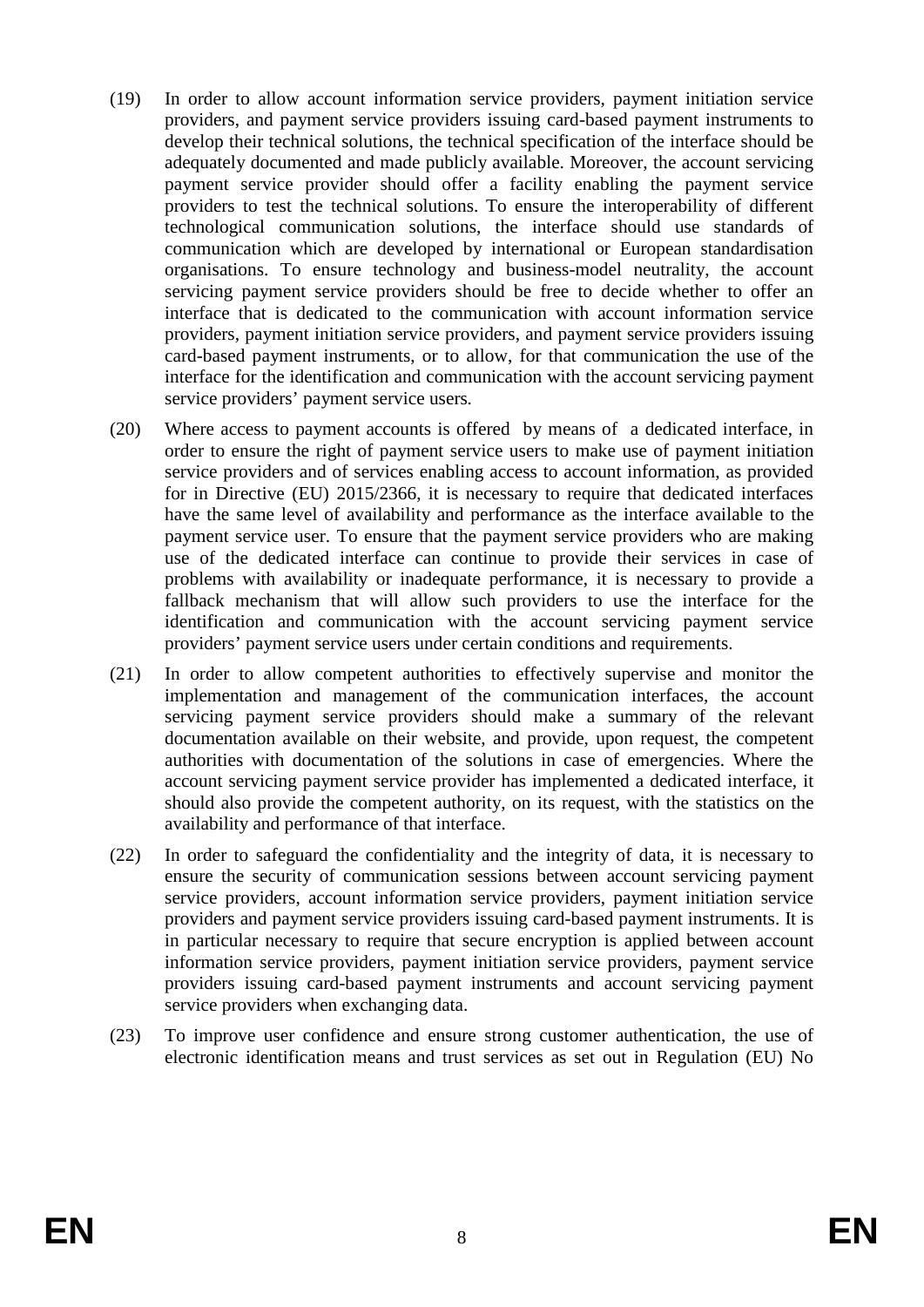(19) In order to allow account information service providers, payment initiation service providers, and payment service providers issuing card-based payment instruments to develop their technical solutions, the technical specification of the interface should be adequately documented and made publicly available. Moreover, the account servicing payment service provider should offer a facility enabling the payment service providers to test the technical solutions. To ensure the interoperability of different technological communication solutions, the interface should use standards of communication which are developed by international or European standardisation organisations. To ensure technology and business-model neutrality, the account servicing payment service providers should be free to decide whether to offer an interface that is dedicated to the communication with account information service providers, payment initiation service providers, and payment service providers issuing card-based payment instruments, or to allow, for that communication the use of the interface for the identification and communication with the account servicing payment service providers' payment service users.

(20) Where access to payment accounts is offered by means of a dedicated interface, in order to ensure the right of payment service users to make use of payment initiation service providers and of services enabling access to account information, as provided for in Directive (EU) 2015/2366, it is necessary to require that dedicated interfaces have the same level of availability and performance as the interface available to the payment service user. To ensure that the payment service providers who are making use of the dedicated interface can continue to provide their services in case of problems with availability or inadequate performance, it is necessary to provide a fallback mechanism that will allow such providers to use the interface for the identification and communication with the account servicing payment service providers' payment service users under certain conditions and requirements.

(21) In order to allow competent authorities to effectively supervise and monitor the implementation and management of the communication interfaces, the account servicing payment service providers should make a summary of the relevant documentation available on their website, and provide, upon request, the competent authorities with documentation of the solutions in case of emergencies. Where the account servicing payment service provider has implemented a dedicated interface, it should also provide the competent authority, on its request, with the statistics on the availability and performance of that interface.

(22) In order to safeguard the confidentiality and the integrity of data, it is necessary to ensure the security of communication sessions between account servicing payment service providers, account information service providers, payment initiation service providers and payment service providers issuing card-based payment instruments. It is in particular necessary to require that secure encryption is applied between account information service providers, payment initiation service providers, payment service providers issuing card-based payment instruments and account servicing payment service providers when exchanging data.

(23) To improve user confidence and ensure strong customer authentication, the use of electronic identification means and trust services as set out in Regulation (EU) No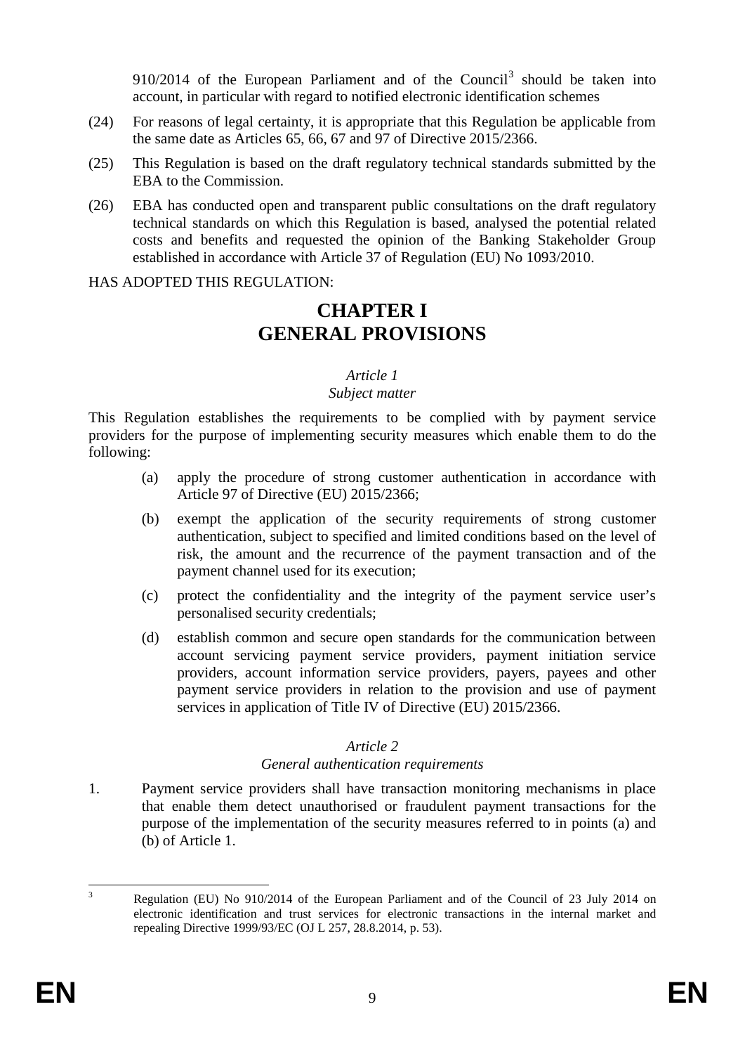910/2014 of the European Parliament and of the Council[3] should be taken into account, in particular with regard to notified electronic identification schemes

(24) For reasons of legal certainty, it is appropriate that this Regulation be applicable from the same date as Articles 65, 66, 67 and 97 of Directive 2015/2366.

(25) This Regulation is based on the draft regulatory technical standards submitted by the EBA to the Commission.

(26) EBA has conducted open and transparent public consultations on the draft regulatory technical standards on which this Regulation is based, analysed the potential related costs and benefits and requested the opinion of the Banking Stakeholder Group established in accordance with Article 37 of Regulation (EU) No 1093/2010.

HAS ADOPTED THIS REGULATION:

# CHAPTER I
# GENERAL PROVISIONS

*Article 1*
*Subject matter*

This Regulation establishes the requirements to be complied with by payment service providers for the purpose of implementing security measures which enable them to do the following:

(a) apply the procedure of strong customer authentication in accordance with Article 97 of Directive (EU) 2015/2366;

(b) exempt the application of the security requirements of strong customer authentication, subject to specified and limited conditions based on the level of risk, the amount and the recurrence of the payment transaction and of the payment channel used for its execution;

(c) protect the confidentiality and the integrity of the payment service user's personalised security credentials;

(d) establish common and secure open standards for the communication between account servicing payment service providers, payment initiation service providers, account information service providers, payers, payees and other payment service providers in relation to the provision and use of payment services in application of Title IV of Directive (EU) 2015/2366.

*Article 2*
*General authentication requirements*

1. Payment service providers shall have transaction monitoring mechanisms in place that enable them detect unauthorised or fraudulent payment transactions for the purpose of the implementation of the security measures referred to in points (a) and (b) of Article 1.

[3] Regulation (EU) No 910/2014 of the European Parliament and of the Council of 23 July 2014 on electronic identification and trust services for electronic transactions in the internal market and repealing Directive 1999/93/EC (OJ L 257, 28.8.2014, p. 53).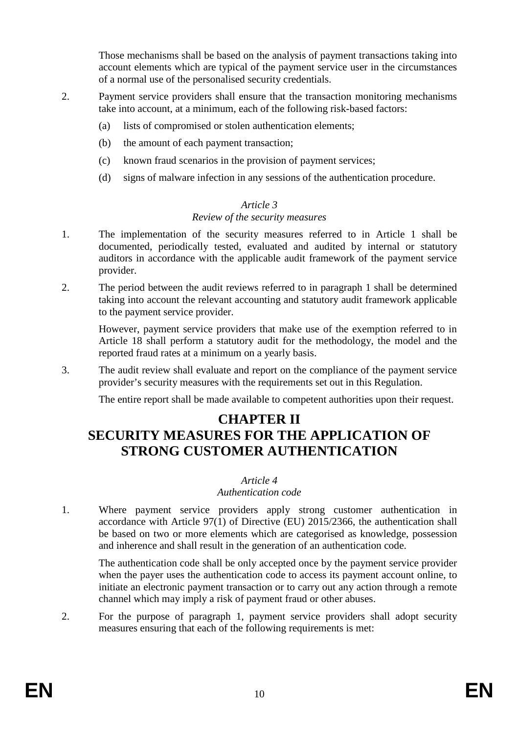Those mechanisms shall be based on the analysis of payment transactions taking into account elements which are typical of the payment service user in the circumstances of a normal use of the personalised security credentials.

2. Payment service providers shall ensure that the transaction monitoring mechanisms take into account, at a minimum, each of the following risk-based factors:

   (a) lists of compromised or stolen authentication elements;

   (b) the amount of each payment transaction;

   (c) known fraud scenarios in the provision of payment services;

   (d) signs of malware infection in any sessions of the authentication procedure.

*Article 3*

*Review of the security measures*

1. The implementation of the security measures referred to in Article 1 shall be documented, periodically tested, evaluated and audited by internal or statutory auditors in accordance with the applicable audit framework of the payment service provider.

2. The period between the audit reviews referred to in paragraph 1 shall be determined taking into account the relevant accounting and statutory audit framework applicable to the payment service provider.

   However, payment service providers that make use of the exemption referred to in Article 18 shall perform a statutory audit for the methodology, the model and the reported fraud rates at a minimum on a yearly basis.

3. The audit review shall evaluate and report on the compliance of the payment service provider's security measures with the requirements set out in this Regulation.

   The entire report shall be made available to competent authorities upon their request.

# CHAPTER II
# SECURITY MEASURES FOR THE APPLICATION OF STRONG CUSTOMER AUTHENTICATION

*Article 4*

*Authentication code*

1. Where payment service providers apply strong customer authentication in accordance with Article 97(1) of Directive (EU) 2015/2366, the authentication shall be based on two or more elements which are categorised as knowledge, possession and inherence and shall result in the generation of an authentication code.

   The authentication code shall be only accepted once by the payment service provider when the payer uses the authentication code to access its payment account online, to initiate an electronic payment transaction or to carry out any action through a remote channel which may imply a risk of payment fraud or other abuses.

2. For the purpose of paragraph 1, payment service providers shall adopt security measures ensuring that each of the following requirements is met: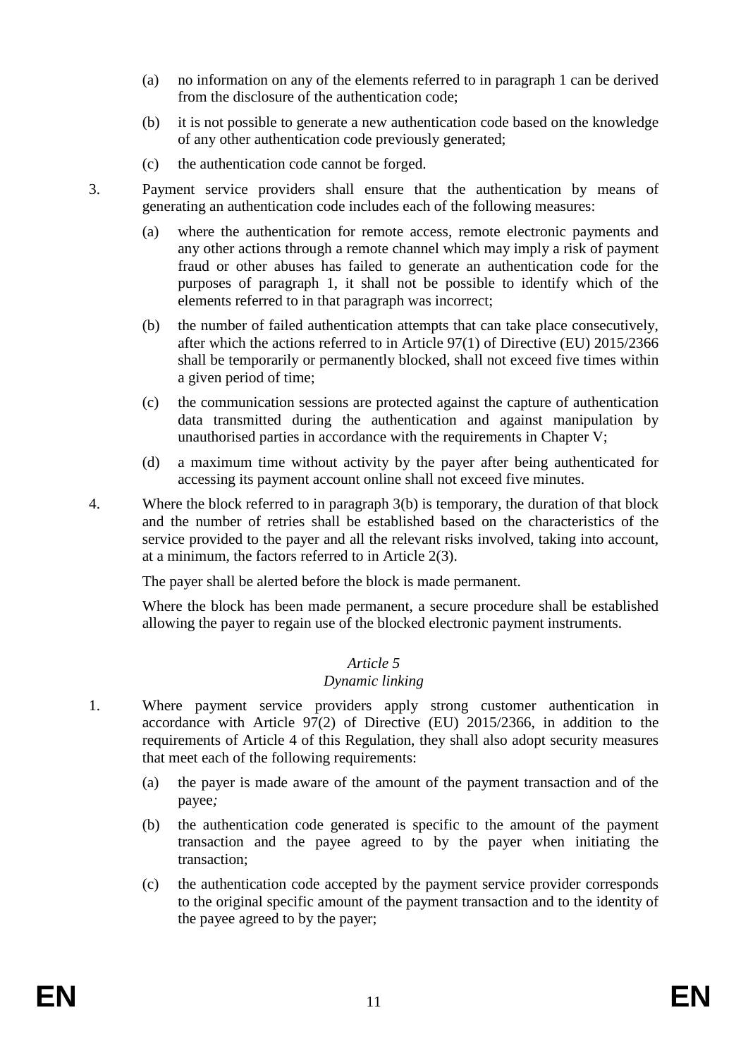(a) no information on any of the elements referred to in paragraph 1 can be derived from the disclosure of the authentication code;

(b) it is not possible to generate a new authentication code based on the knowledge of any other authentication code previously generated;

(c) the authentication code cannot be forged.

3. Payment service providers shall ensure that the authentication by means of generating an authentication code includes each of the following measures:

(a) where the authentication for remote access, remote electronic payments and any other actions through a remote channel which may imply a risk of payment fraud or other abuses has failed to generate an authentication code for the purposes of paragraph 1, it shall not be possible to identify which of the elements referred to in that paragraph was incorrect;

(b) the number of failed authentication attempts that can take place consecutively, after which the actions referred to in Article 97(1) of Directive (EU) 2015/2366 shall be temporarily or permanently blocked, shall not exceed five times within a given period of time;

(c) the communication sessions are protected against the capture of authentication data transmitted during the authentication and against manipulation by unauthorised parties in accordance with the requirements in Chapter V;

(d) a maximum time without activity by the payer after being authenticated for accessing its payment account online shall not exceed five minutes.

4. Where the block referred to in paragraph 3(b) is temporary, the duration of that block and the number of retries shall be established based on the characteristics of the service provided to the payer and all the relevant risks involved, taking into account, at a minimum, the factors referred to in Article 2(3).

The payer shall be alerted before the block is made permanent.

Where the block has been made permanent, a secure procedure shall be established allowing the payer to regain use of the blocked electronic payment instruments.

*Article 5*

*Dynamic linking*

1. Where payment service providers apply strong customer authentication in accordance with Article 97(2) of Directive (EU) 2015/2366, in addition to the requirements of Article 4 of this Regulation, they shall also adopt security measures that meet each of the following requirements:

(a) the payer is made aware of the amount of the payment transaction and of the payee*;*

(b) the authentication code generated is specific to the amount of the payment transaction and the payee agreed to by the payer when initiating the transaction;

(c) the authentication code accepted by the payment service provider corresponds to the original specific amount of the payment transaction and to the identity of the payee agreed to by the payer;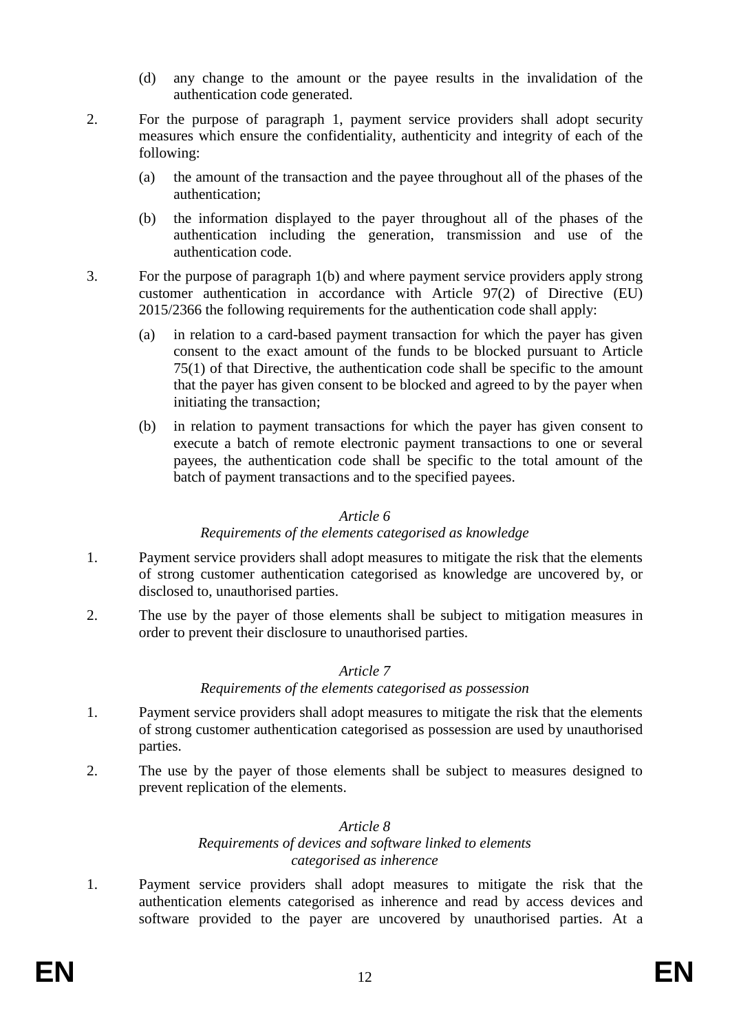(d) any change to the amount or the payee results in the invalidation of the authentication code generated.

2. For the purpose of paragraph 1, payment service providers shall adopt security measures which ensure the confidentiality, authenticity and integrity of each of the following:

   (a) the amount of the transaction and the payee throughout all of the phases of the authentication;

   (b) the information displayed to the payer throughout all of the phases of the authentication including the generation, transmission and use of the authentication code.

3. For the purpose of paragraph 1(b) and where payment service providers apply strong customer authentication in accordance with Article 97(2) of Directive (EU) 2015/2366 the following requirements for the authentication code shall apply:

   (a) in relation to a card-based payment transaction for which the payer has given consent to the exact amount of the funds to be blocked pursuant to Article 75(1) of that Directive, the authentication code shall be specific to the amount that the payer has given consent to be blocked and agreed to by the payer when initiating the transaction;

   (b) in relation to payment transactions for which the payer has given consent to execute a batch of remote electronic payment transactions to one or several payees, the authentication code shall be specific to the total amount of the batch of payment transactions and to the specified payees.

*Article 6*

*Requirements of the elements categorised as knowledge*

1. Payment service providers shall adopt measures to mitigate the risk that the elements of strong customer authentication categorised as knowledge are uncovered by, or disclosed to, unauthorised parties.

2. The use by the payer of those elements shall be subject to mitigation measures in order to prevent their disclosure to unauthorised parties.

*Article 7*

*Requirements of the elements categorised as possession*

1. Payment service providers shall adopt measures to mitigate the risk that the elements of strong customer authentication categorised as possession are used by unauthorised parties.

2. The use by the payer of those elements shall be subject to measures designed to prevent replication of the elements.

*Article 8*

*Requirements of devices and software linked to elements categorised as inherence*

1. Payment service providers shall adopt measures to mitigate the risk that the authentication elements categorised as inherence and read by access devices and software provided to the payer are uncovered by unauthorised parties. At a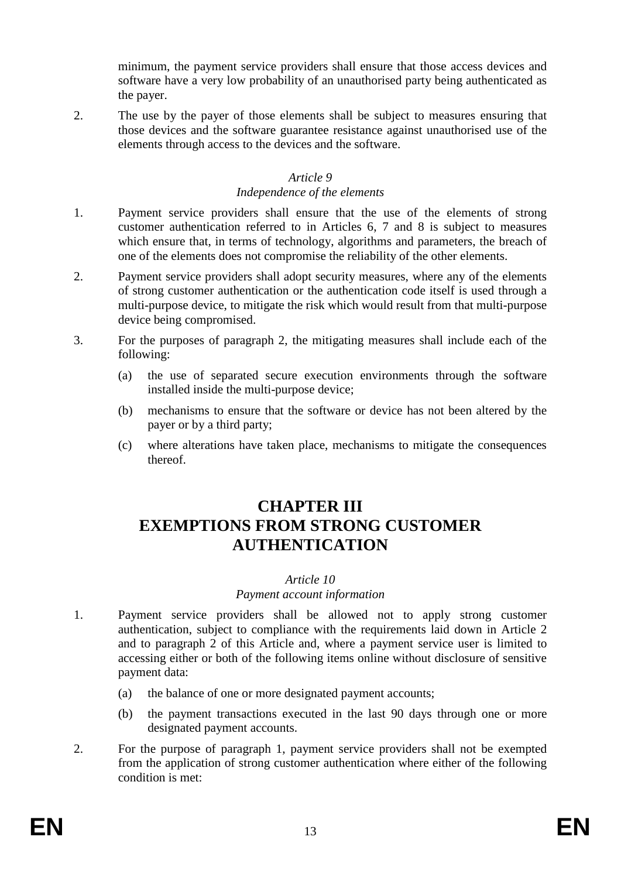minimum, the payment service providers shall ensure that those access devices and software have a very low probability of an unauthorised party being authenticated as the payer.

2. The use by the payer of those elements shall be subject to measures ensuring that those devices and the software guarantee resistance against unauthorised use of the elements through access to the devices and the software.

*Article 9*
*Independence of the elements*

1. Payment service providers shall ensure that the use of the elements of strong customer authentication referred to in Articles 6, 7 and 8 is subject to measures which ensure that, in terms of technology, algorithms and parameters, the breach of one of the elements does not compromise the reliability of the other elements.

2. Payment service providers shall adopt security measures, where any of the elements of strong customer authentication or the authentication code itself is used through a multi-purpose device, to mitigate the risk which would result from that multi-purpose device being compromised.

3. For the purposes of paragraph 2, the mitigating measures shall include each of the following:

   (a) the use of separated secure execution environments through the software installed inside the multi-purpose device;

   (b) mechanisms to ensure that the software or device has not been altered by the payer or by a third party;

   (c) where alterations have taken place, mechanisms to mitigate the consequences thereof.

# CHAPTER III
# EXEMPTIONS FROM STRONG CUSTOMER AUTHENTICATION

*Article 10*
*Payment account information*

1. Payment service providers shall be allowed not to apply strong customer authentication, subject to compliance with the requirements laid down in Article 2 and to paragraph 2 of this Article and, where a payment service user is limited to accessing either or both of the following items online without disclosure of sensitive payment data:

   (a) the balance of one or more designated payment accounts;

   (b) the payment transactions executed in the last 90 days through one or more designated payment accounts.

2. For the purpose of paragraph 1, payment service providers shall not be exempted from the application of strong customer authentication where either of the following condition is met: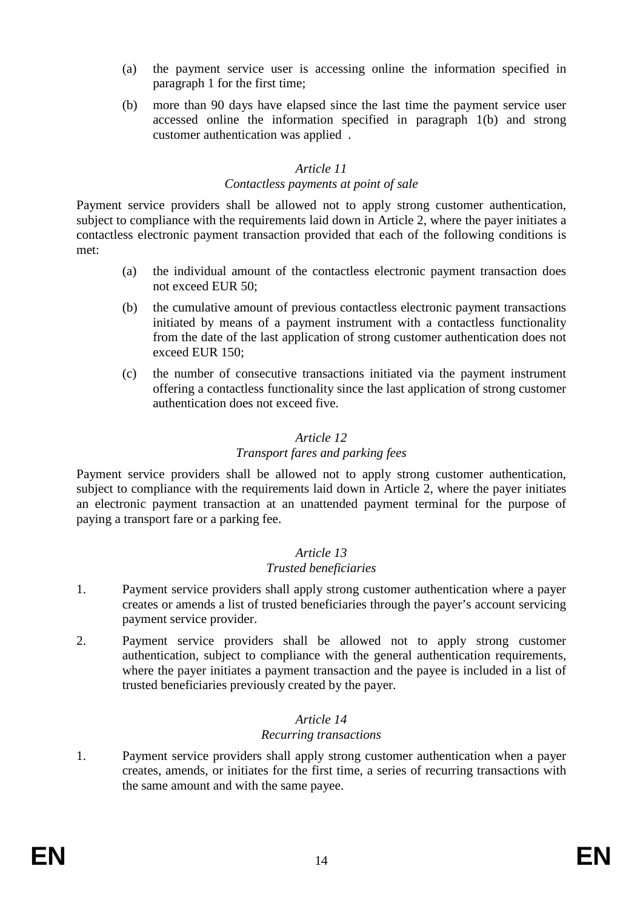(a) the payment service user is accessing online the information specified in paragraph 1 for the first time;

(b) more than 90 days have elapsed since the last time the payment service user accessed online the information specified in paragraph 1(b) and strong customer authentication was applied .

### *Article 11*
### *Contactless payments at point of sale*

Payment service providers shall be allowed not to apply strong customer authentication, subject to compliance with the requirements laid down in Article 2, where the payer initiates a contactless electronic payment transaction provided that each of the following conditions is met:

(a) the individual amount of the contactless electronic payment transaction does not exceed EUR 50;

(b) the cumulative amount of previous contactless electronic payment transactions initiated by means of a payment instrument with a contactless functionality from the date of the last application of strong customer authentication does not exceed EUR 150;

(c) the number of consecutive transactions initiated via the payment instrument offering a contactless functionality since the last application of strong customer authentication does not exceed five.

### *Article 12*
### *Transport fares and parking fees*

Payment service providers shall be allowed not to apply strong customer authentication, subject to compliance with the requirements laid down in Article 2, where the payer initiates an electronic payment transaction at an unattended payment terminal for the purpose of paying a transport fare or a parking fee.

### *Article 13*
### *Trusted beneficiaries*

1. Payment service providers shall apply strong customer authentication where a payer creates or amends a list of trusted beneficiaries through the payer's account servicing payment service provider.

2. Payment service providers shall be allowed not to apply strong customer authentication, subject to compliance with the general authentication requirements, where the payer initiates a payment transaction and the payee is included in a list of trusted beneficiaries previously created by the payer.

### *Article 14*
### *Recurring transactions*

1. Payment service providers shall apply strong customer authentication when a payer creates, amends, or initiates for the first time, a series of recurring transactions with the same amount and with the same payee.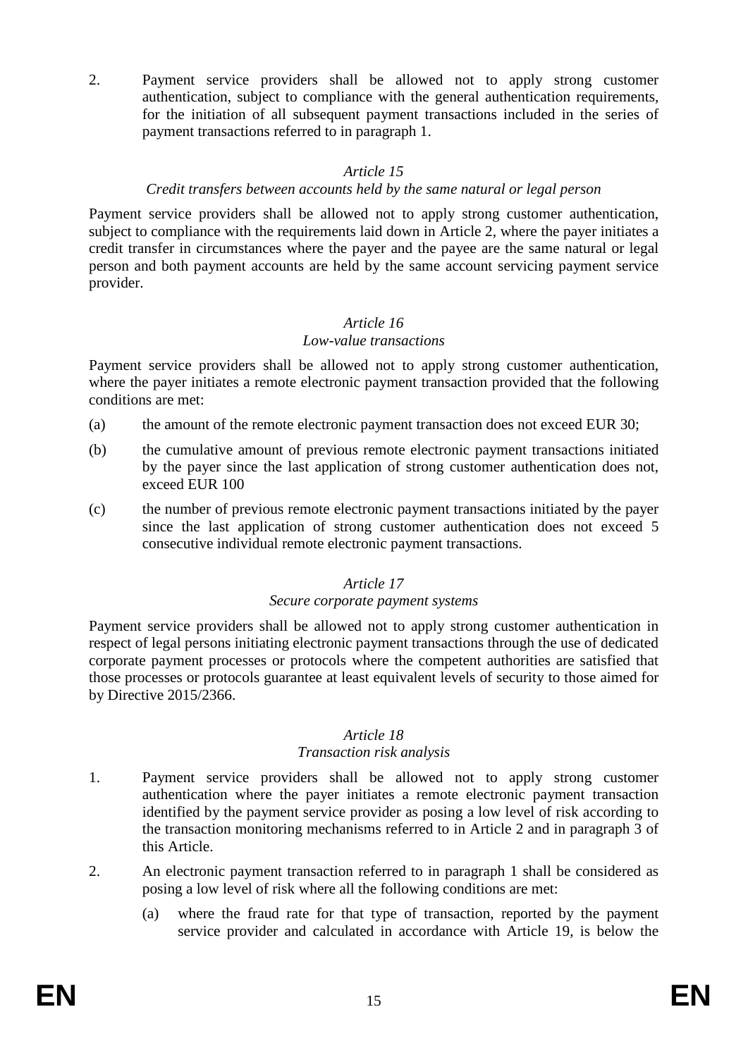2. Payment service providers shall be allowed not to apply strong customer authentication, subject to compliance with the general authentication requirements, for the initiation of all subsequent payment transactions included in the series of payment transactions referred to in paragraph 1.

### *Article 15*
### *Credit transfers between accounts held by the same natural or legal person*

Payment service providers shall be allowed not to apply strong customer authentication, subject to compliance with the requirements laid down in Article 2, where the payer initiates a credit transfer in circumstances where the payer and the payee are the same natural or legal person and both payment accounts are held by the same account servicing payment service provider.

### *Article 16*
### *Low-value transactions*

Payment service providers shall be allowed not to apply strong customer authentication, where the payer initiates a remote electronic payment transaction provided that the following conditions are met:

(a) the amount of the remote electronic payment transaction does not exceed EUR 30;

(b) the cumulative amount of previous remote electronic payment transactions initiated by the payer since the last application of strong customer authentication does not, exceed EUR 100

(c) the number of previous remote electronic payment transactions initiated by the payer since the last application of strong customer authentication does not exceed 5 consecutive individual remote electronic payment transactions.

### *Article 17*
### *Secure corporate payment systems*

Payment service providers shall be allowed not to apply strong customer authentication in respect of legal persons initiating electronic payment transactions through the use of dedicated corporate payment processes or protocols where the competent authorities are satisfied that those processes or protocols guarantee at least equivalent levels of security to those aimed for by Directive 2015/2366.

### *Article 18*
### *Transaction risk analysis*

1. Payment service providers shall be allowed not to apply strong customer authentication where the payer initiates a remote electronic payment transaction identified by the payment service provider as posing a low level of risk according to the transaction monitoring mechanisms referred to in Article 2 and in paragraph 3 of this Article.

2. An electronic payment transaction referred to in paragraph 1 shall be considered as posing a low level of risk where all the following conditions are met:

   (a) where the fraud rate for that type of transaction, reported by the payment service provider and calculated in accordance with Article 19, is below the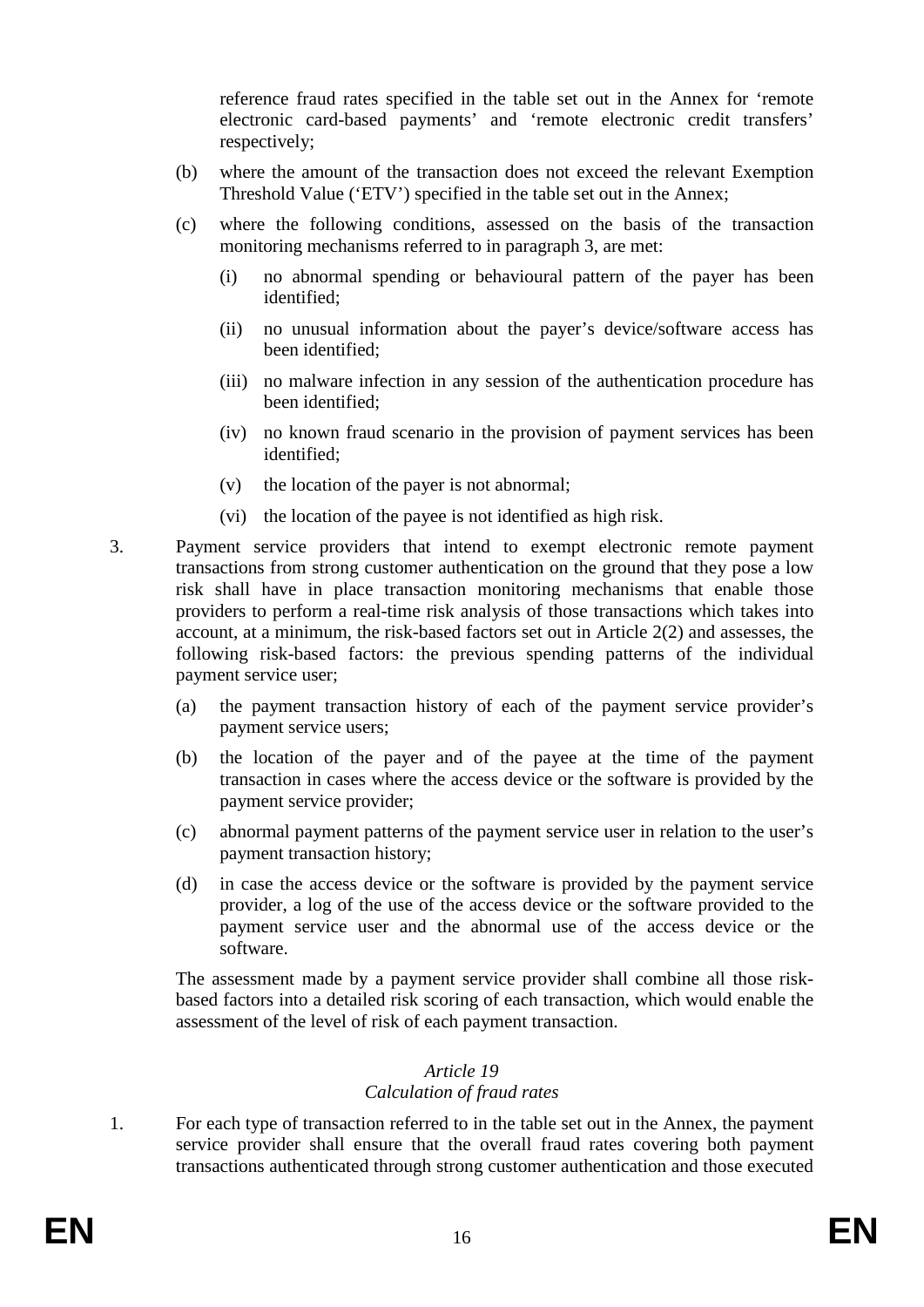reference fraud rates specified in the table set out in the Annex for 'remote electronic card-based payments' and 'remote electronic credit transfers' respectively;

(b) where the amount of the transaction does not exceed the relevant Exemption Threshold Value ('ETV') specified in the table set out in the Annex;

(c) where the following conditions, assessed on the basis of the transaction monitoring mechanisms referred to in paragraph 3, are met:

   (i) no abnormal spending or behavioural pattern of the payer has been identified;

   (ii) no unusual information about the payer's device/software access has been identified;

   (iii) no malware infection in any session of the authentication procedure has been identified;

   (iv) no known fraud scenario in the provision of payment services has been identified;

   (v) the location of the payer is not abnormal;

   (vi) the location of the payee is not identified as high risk.

3. Payment service providers that intend to exempt electronic remote payment transactions from strong customer authentication on the ground that they pose a low risk shall have in place transaction monitoring mechanisms that enable those providers to perform a real-time risk analysis of those transactions which takes into account, at a minimum, the risk-based factors set out in Article 2(2) and assesses, the following risk-based factors: the previous spending patterns of the individual payment service user;

   (a) the payment transaction history of each of the payment service provider's payment service users;

   (b) the location of the payer and of the payee at the time of the payment transaction in cases where the access device or the software is provided by the payment service provider;

   (c) abnormal payment patterns of the payment service user in relation to the user's payment transaction history;

   (d) in case the access device or the software is provided by the payment service provider, a log of the use of the access device or the software provided to the payment service user and the abnormal use of the access device or the software.

   The assessment made by a payment service provider shall combine all those risk-based factors into a detailed risk scoring of each transaction, which would enable the assessment of the level of risk of each payment transaction.

*Article 19*
*Calculation of fraud rates*

1. For each type of transaction referred to in the table set out in the Annex, the payment service provider shall ensure that the overall fraud rates covering both payment transactions authenticated through strong customer authentication and those executed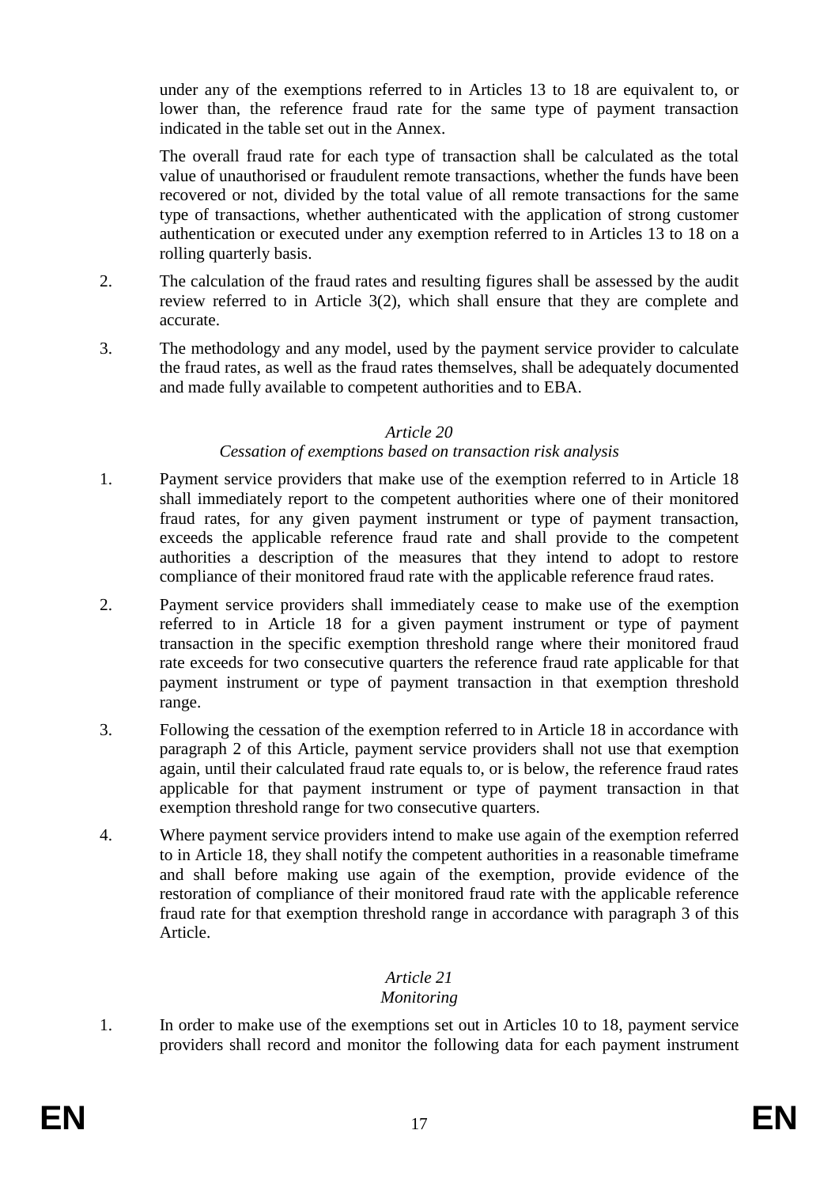under any of the exemptions referred to in Articles 13 to 18 are equivalent to, or lower than, the reference fraud rate for the same type of payment transaction indicated in the table set out in the Annex.

The overall fraud rate for each type of transaction shall be calculated as the total value of unauthorised or fraudulent remote transactions, whether the funds have been recovered or not, divided by the total value of all remote transactions for the same type of transactions, whether authenticated with the application of strong customer authentication or executed under any exemption referred to in Articles 13 to 18 on a rolling quarterly basis.

2. The calculation of the fraud rates and resulting figures shall be assessed by the audit review referred to in Article 3(2), which shall ensure that they are complete and accurate.

3. The methodology and any model, used by the payment service provider to calculate the fraud rates, as well as the fraud rates themselves, shall be adequately documented and made fully available to competent authorities and to EBA.

*Article 20*

*Cessation of exemptions based on transaction risk analysis*

1. Payment service providers that make use of the exemption referred to in Article 18 shall immediately report to the competent authorities where one of their monitored fraud rates, for any given payment instrument or type of payment transaction, exceeds the applicable reference fraud rate and shall provide to the competent authorities a description of the measures that they intend to adopt to restore compliance of their monitored fraud rate with the applicable reference fraud rates.

2. Payment service providers shall immediately cease to make use of the exemption referred to in Article 18 for a given payment instrument or type of payment transaction in the specific exemption threshold range where their monitored fraud rate exceeds for two consecutive quarters the reference fraud rate applicable for that payment instrument or type of payment transaction in that exemption threshold range.

3. Following the cessation of the exemption referred to in Article 18 in accordance with paragraph 2 of this Article, payment service providers shall not use that exemption again, until their calculated fraud rate equals to, or is below, the reference fraud rates applicable for that payment instrument or type of payment transaction in that exemption threshold range for two consecutive quarters.

4. Where payment service providers intend to make use again of the exemption referred to in Article 18, they shall notify the competent authorities in a reasonable timeframe and shall before making use again of the exemption, provide evidence of the restoration of compliance of their monitored fraud rate with the applicable reference fraud rate for that exemption threshold range in accordance with paragraph 3 of this Article.

*Article 21*

*Monitoring*

1. In order to make use of the exemptions set out in Articles 10 to 18, payment service providers shall record and monitor the following data for each payment instrument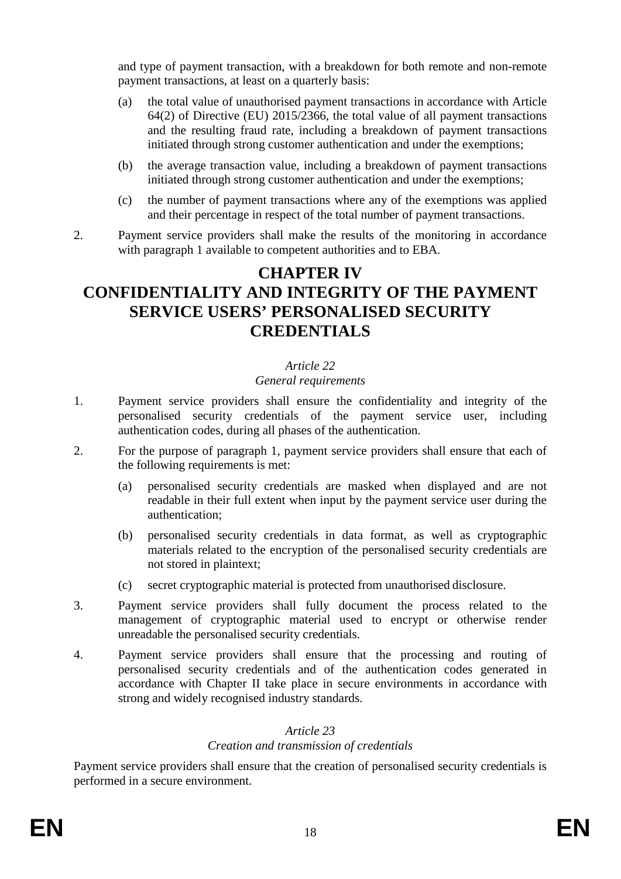and type of payment transaction, with a breakdown for both remote and non-remote payment transactions, at least on a quarterly basis:

(a) the total value of unauthorised payment transactions in accordance with Article 64(2) of Directive (EU) 2015/2366, the total value of all payment transactions and the resulting fraud rate, including a breakdown of payment transactions initiated through strong customer authentication and under the exemptions;

(b) the average transaction value, including a breakdown of payment transactions initiated through strong customer authentication and under the exemptions;

(c) the number of payment transactions where any of the exemptions was applied and their percentage in respect of the total number of payment transactions.

2. Payment service providers shall make the results of the monitoring in accordance with paragraph 1 available to competent authorities and to EBA.

# CHAPTER IV
# CONFIDENTIALITY AND INTEGRITY OF THE PAYMENT SERVICE USERS' PERSONALISED SECURITY CREDENTIALS

*Article 22*
*General requirements*

1. Payment service providers shall ensure the confidentiality and integrity of the personalised security credentials of the payment service user, including authentication codes, during all phases of the authentication.

2. For the purpose of paragraph 1, payment service providers shall ensure that each of the following requirements is met:

   (a) personalised security credentials are masked when displayed and are not readable in their full extent when input by the payment service user during the authentication;

   (b) personalised security credentials in data format, as well as cryptographic materials related to the encryption of the personalised security credentials are not stored in plaintext;

   (c) secret cryptographic material is protected from unauthorised disclosure.

3. Payment service providers shall fully document the process related to the management of cryptographic material used to encrypt or otherwise render unreadable the personalised security credentials.

4. Payment service providers shall ensure that the processing and routing of personalised security credentials and of the authentication codes generated in accordance with Chapter II take place in secure environments in accordance with strong and widely recognised industry standards.

*Article 23*
*Creation and transmission of credentials*

Payment service providers shall ensure that the creation of personalised security credentials is performed in a secure environment.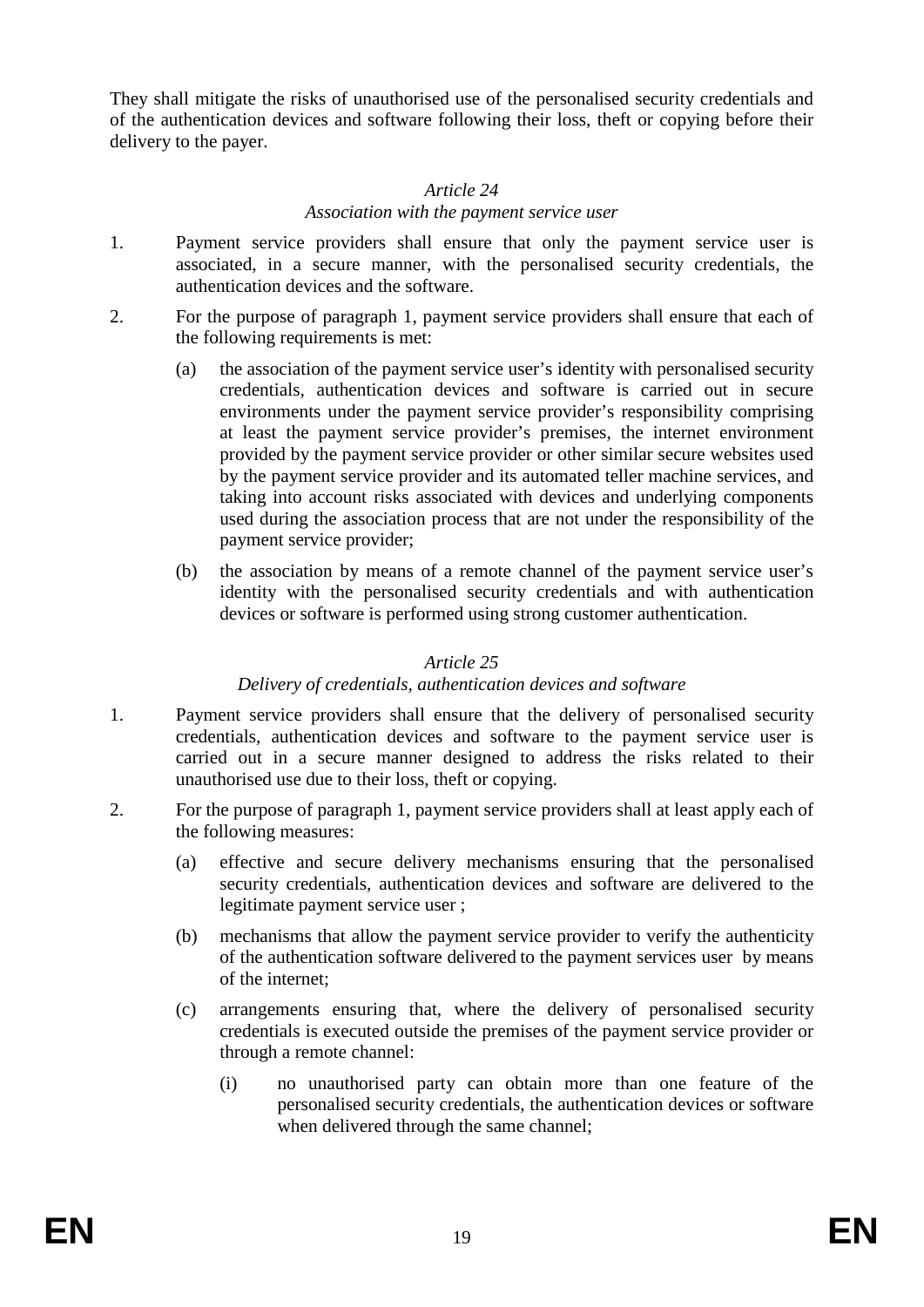They shall mitigate the risks of unauthorised use of the personalised security credentials and of the authentication devices and software following their loss, theft or copying before their delivery to the payer.

*Article 24*

*Association with the payment service user*

1. Payment service providers shall ensure that only the payment service user is associated, in a secure manner, with the personalised security credentials, the authentication devices and the software.

2. For the purpose of paragraph 1, payment service providers shall ensure that each of the following requirements is met:

   (a) the association of the payment service user's identity with personalised security credentials, authentication devices and software is carried out in secure environments under the payment service provider's responsibility comprising at least the payment service provider's premises, the internet environment provided by the payment service provider or other similar secure websites used by the payment service provider and its automated teller machine services, and taking into account risks associated with devices and underlying components used during the association process that are not under the responsibility of the payment service provider;

   (b) the association by means of a remote channel of the payment service user's identity with the personalised security credentials and with authentication devices or software is performed using strong customer authentication.

*Article 25*

*Delivery of credentials, authentication devices and software*

1. Payment service providers shall ensure that the delivery of personalised security credentials, authentication devices and software to the payment service user is carried out in a secure manner designed to address the risks related to their unauthorised use due to their loss, theft or copying.

2. For the purpose of paragraph 1, payment service providers shall at least apply each of the following measures:

   (a) effective and secure delivery mechanisms ensuring that the personalised security credentials, authentication devices and software are delivered to the legitimate payment service user ;

   (b) mechanisms that allow the payment service provider to verify the authenticity of the authentication software delivered to the payment services user by means of the internet;

   (c) arrangements ensuring that, where the delivery of personalised security credentials is executed outside the premises of the payment service provider or through a remote channel:

      (i) no unauthorised party can obtain more than one feature of the personalised security credentials, the authentication devices or software when delivered through the same channel;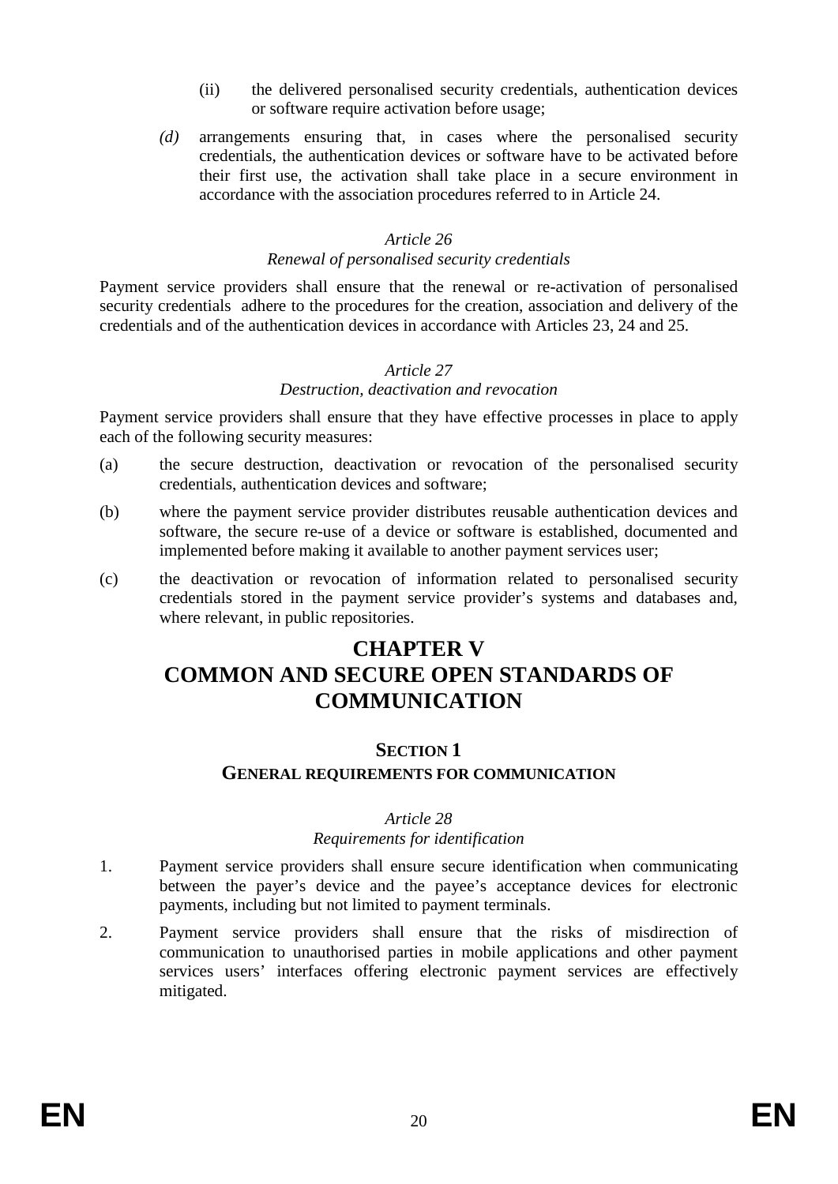(ii) the delivered personalised security credentials, authentication devices or software require activation before usage;

*(d)* arrangements ensuring that, in cases where the personalised security credentials, the authentication devices or software have to be activated before their first use, the activation shall take place in a secure environment in accordance with the association procedures referred to in Article 24.

*Article 26*

*Renewal of personalised security credentials*

Payment service providers shall ensure that the renewal or re-activation of personalised security credentials adhere to the procedures for the creation, association and delivery of the credentials and of the authentication devices in accordance with Articles 23, 24 and 25.

*Article 27*

*Destruction, deactivation and revocation*

Payment service providers shall ensure that they have effective processes in place to apply each of the following security measures:

(a) the secure destruction, deactivation or revocation of the personalised security credentials, authentication devices and software;

(b) where the payment service provider distributes reusable authentication devices and software, the secure re-use of a device or software is established, documented and implemented before making it available to another payment services user;

(c) the deactivation or revocation of information related to personalised security credentials stored in the payment service provider's systems and databases and, where relevant, in public repositories.

# CHAPTER V
# COMMON AND SECURE OPEN STANDARDS OF COMMUNICATION

## SECTION 1
## GENERAL REQUIREMENTS FOR COMMUNICATION

*Article 28*

*Requirements for identification*

1. Payment service providers shall ensure secure identification when communicating between the payer's device and the payee's acceptance devices for electronic payments, including but not limited to payment terminals.

2. Payment service providers shall ensure that the risks of misdirection of communication to unauthorised parties in mobile applications and other payment services users' interfaces offering electronic payment services are effectively mitigated.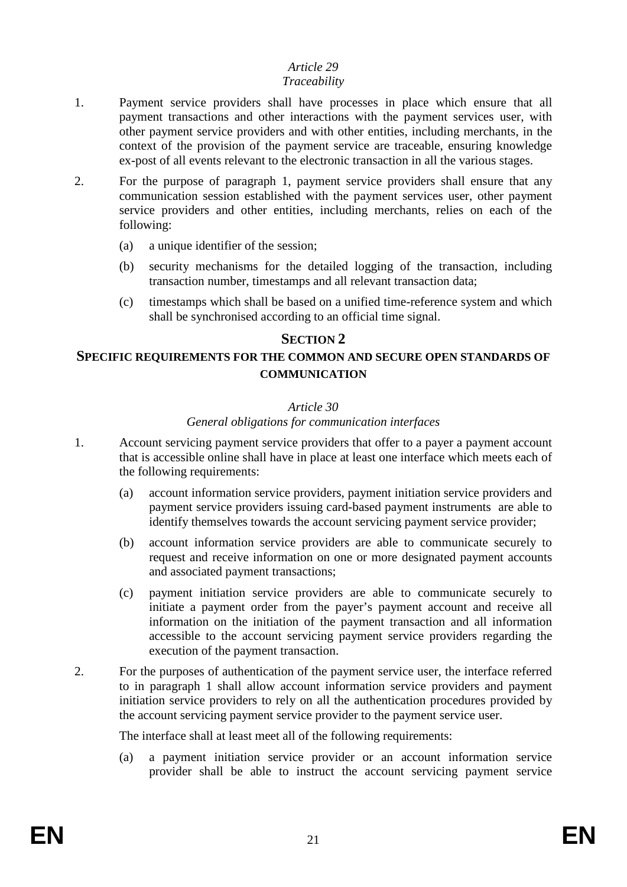*Article 29*
*Traceability*

1. Payment service providers shall have processes in place which ensure that all payment transactions and other interactions with the payment services user, with other payment service providers and with other entities, including merchants, in the context of the provision of the payment service are traceable, ensuring knowledge ex-post of all events relevant to the electronic transaction in all the various stages.

2. For the purpose of paragraph 1, payment service providers shall ensure that any communication session established with the payment services user, other payment service providers and other entities, including merchants, relies on each of the following:

   (a) a unique identifier of the session;

   (b) security mechanisms for the detailed logging of the transaction, including transaction number, timestamps and all relevant transaction data;

   (c) timestamps which shall be based on a unified time-reference system and which shall be synchronised according to an official time signal.

## SECTION 2
## SPECIFIC REQUIREMENTS FOR THE COMMON AND SECURE OPEN STANDARDS OF COMMUNICATION

*Article 30*
*General obligations for communication interfaces*

1. Account servicing payment service providers that offer to a payer a payment account that is accessible online shall have in place at least one interface which meets each of the following requirements:

   (a) account information service providers, payment initiation service providers and payment service providers issuing card-based payment instruments are able to identify themselves towards the account servicing payment service provider;

   (b) account information service providers are able to communicate securely to request and receive information on one or more designated payment accounts and associated payment transactions;

   (c) payment initiation service providers are able to communicate securely to initiate a payment order from the payer's payment account and receive all information on the initiation of the payment transaction and all information accessible to the account servicing payment service providers regarding the execution of the payment transaction.

2. For the purposes of authentication of the payment service user, the interface referred to in paragraph 1 shall allow account information service providers and payment initiation service providers to rely on all the authentication procedures provided by the account servicing payment service provider to the payment service user.

   The interface shall at least meet all of the following requirements:

   (a) a payment initiation service provider or an account information service provider shall be able to instruct the account servicing payment service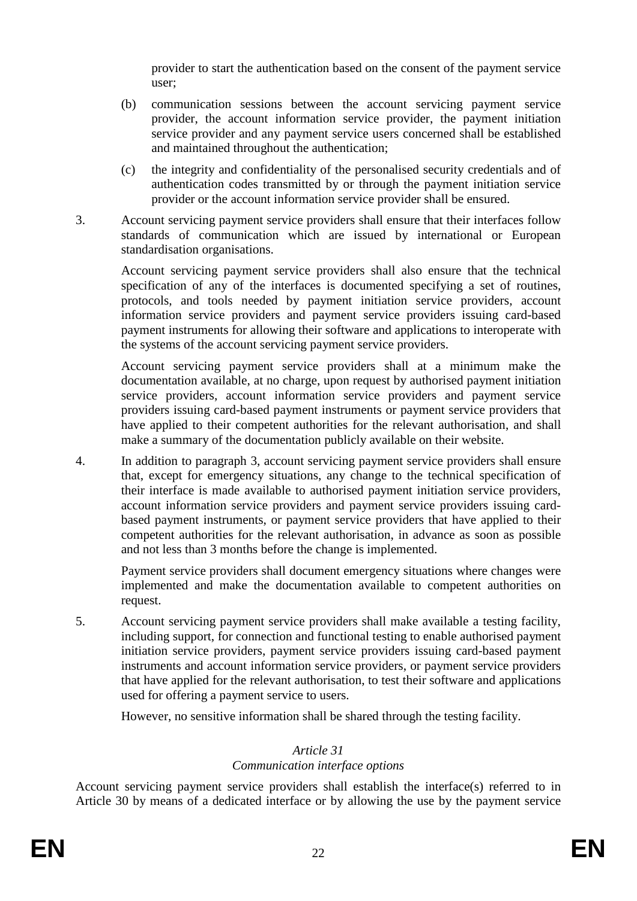provider to start the authentication based on the consent of the payment service user;

(b) communication sessions between the account servicing payment service provider, the account information service provider, the payment initiation service provider and any payment service users concerned shall be established and maintained throughout the authentication;

(c) the integrity and confidentiality of the personalised security credentials and of authentication codes transmitted by or through the payment initiation service provider or the account information service provider shall be ensured.

3. Account servicing payment service providers shall ensure that their interfaces follow standards of communication which are issued by international or European standardisation organisations.

Account servicing payment service providers shall also ensure that the technical specification of any of the interfaces is documented specifying a set of routines, protocols, and tools needed by payment initiation service providers, account information service providers and payment service providers issuing card-based payment instruments for allowing their software and applications to interoperate with the systems of the account servicing payment service providers.

Account servicing payment service providers shall at a minimum make the documentation available, at no charge, upon request by authorised payment initiation service providers, account information service providers and payment service providers issuing card-based payment instruments or payment service providers that have applied to their competent authorities for the relevant authorisation, and shall make a summary of the documentation publicly available on their website.

4. In addition to paragraph 3, account servicing payment service providers shall ensure that, except for emergency situations, any change to the technical specification of their interface is made available to authorised payment initiation service providers, account information service providers and payment service providers issuing card-based payment instruments, or payment service providers that have applied to their competent authorities for the relevant authorisation, in advance as soon as possible and not less than 3 months before the change is implemented.

Payment service providers shall document emergency situations where changes were implemented and make the documentation available to competent authorities on request.

5. Account servicing payment service providers shall make available a testing facility, including support, for connection and functional testing to enable authorised payment initiation service providers, payment service providers issuing card-based payment instruments and account information service providers, or payment service providers that have applied for the relevant authorisation, to test their software and applications used for offering a payment service to users.

However, no sensitive information shall be shared through the testing facility.

*Article 31*
*Communication interface options*

Account servicing payment service providers shall establish the interface(s) referred to in Article 30 by means of a dedicated interface or by allowing the use by the payment service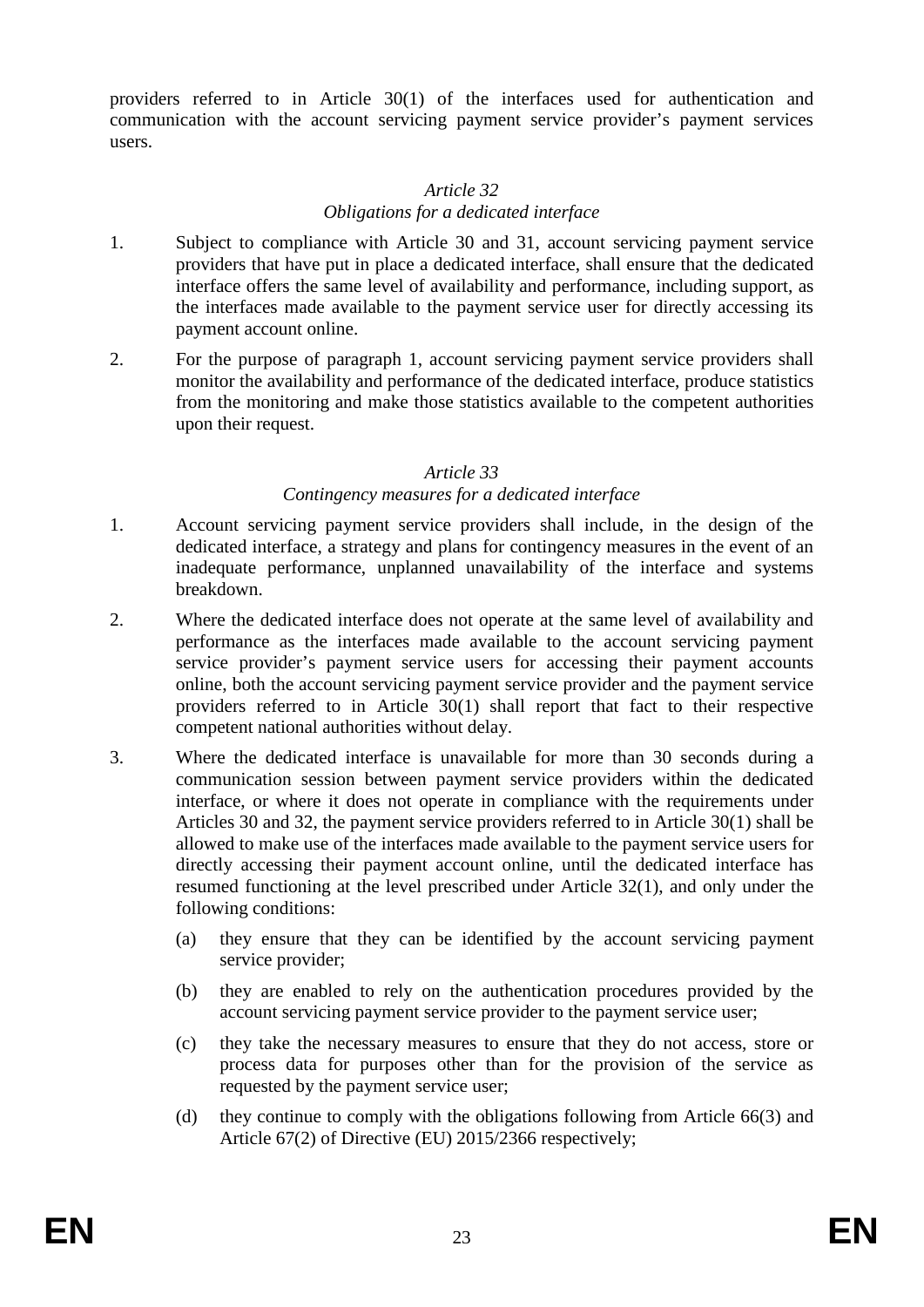providers referred to in Article 30(1) of the interfaces used for authentication and communication with the account servicing payment service provider's payment services users.

*Article 32*
*Obligations for a dedicated interface*

1. Subject to compliance with Article 30 and 31, account servicing payment service providers that have put in place a dedicated interface, shall ensure that the dedicated interface offers the same level of availability and performance, including support, as the interfaces made available to the payment service user for directly accessing its payment account online.

2. For the purpose of paragraph 1, account servicing payment service providers shall monitor the availability and performance of the dedicated interface, produce statistics from the monitoring and make those statistics available to the competent authorities upon their request.

*Article 33*
*Contingency measures for a dedicated interface*

1. Account servicing payment service providers shall include, in the design of the dedicated interface, a strategy and plans for contingency measures in the event of an inadequate performance, unplanned unavailability of the interface and systems breakdown.

2. Where the dedicated interface does not operate at the same level of availability and performance as the interfaces made available to the account servicing payment service provider's payment service users for accessing their payment accounts online, both the account servicing payment service provider and the payment service providers referred to in Article 30(1) shall report that fact to their respective competent national authorities without delay.

3. Where the dedicated interface is unavailable for more than 30 seconds during a communication session between payment service providers within the dedicated interface, or where it does not operate in compliance with the requirements under Articles 30 and 32, the payment service providers referred to in Article 30(1) shall be allowed to make use of the interfaces made available to the payment service users for directly accessing their payment account online, until the dedicated interface has resumed functioning at the level prescribed under Article 32(1), and only under the following conditions:

   (a) they ensure that they can be identified by the account servicing payment service provider;

   (b) they are enabled to rely on the authentication procedures provided by the account servicing payment service provider to the payment service user;

   (c) they take the necessary measures to ensure that they do not access, store or process data for purposes other than for the provision of the service as requested by the payment service user;

   (d) they continue to comply with the obligations following from Article 66(3) and Article 67(2) of Directive (EU) 2015/2366 respectively;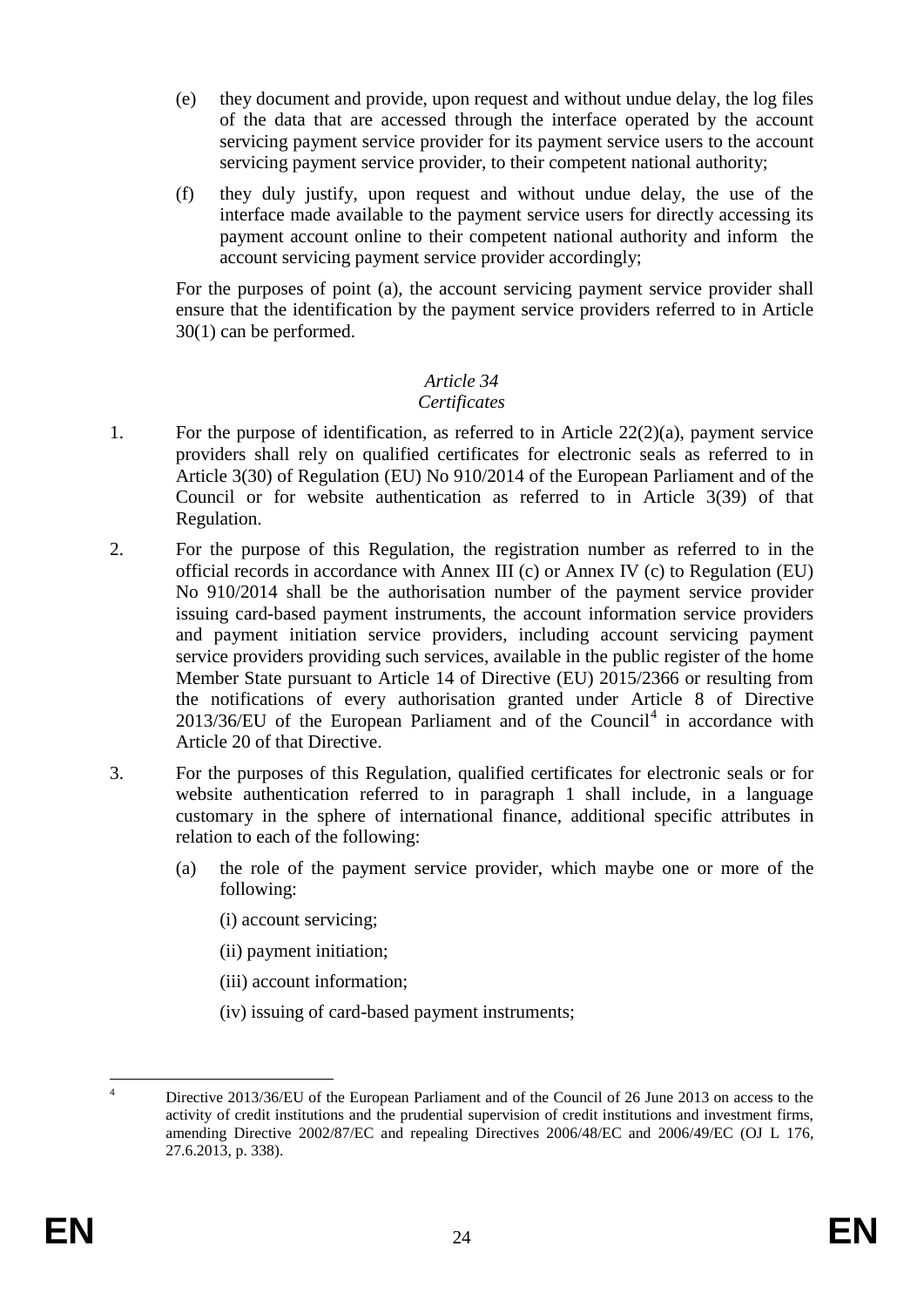(e) they document and provide, upon request and without undue delay, the log files of the data that are accessed through the interface operated by the account servicing payment service provider for its payment service users to the account servicing payment service provider, to their competent national authority;

(f) they duly justify, upon request and without undue delay, the use of the interface made available to the payment service users for directly accessing its payment account online to their competent national authority and inform the account servicing payment service provider accordingly;

For the purposes of point (a), the account servicing payment service provider shall ensure that the identification by the payment service providers referred to in Article 30(1) can be performed.

*Article 34*
*Certificates*

1. For the purpose of identification, as referred to in Article 22(2)(a), payment service providers shall rely on qualified certificates for electronic seals as referred to in Article 3(30) of Regulation (EU) No 910/2014 of the European Parliament and of the Council or for website authentication as referred to in Article 3(39) of that Regulation.

2. For the purpose of this Regulation, the registration number as referred to in the official records in accordance with Annex III (c) or Annex IV (c) to Regulation (EU) No 910/2014 shall be the authorisation number of the payment service provider issuing card-based payment instruments, the account information service providers and payment initiation service providers, including account servicing payment service providers providing such services, available in the public register of the home Member State pursuant to Article 14 of Directive (EU) 2015/2366 or resulting from the notifications of every authorisation granted under Article 8 of Directive 2013/36/EU of the European Parliament and of the Council[4] in accordance with Article 20 of that Directive.

3. For the purposes of this Regulation, qualified certificates for electronic seals or for website authentication referred to in paragraph 1 shall include, in a language customary in the sphere of international finance, additional specific attributes in relation to each of the following:

   (a) the role of the payment service provider, which maybe one or more of the following:

      (i) account servicing;

      (ii) payment initiation;

      (iii) account information;

      (iv) issuing of card-based payment instruments;

[4] Directive 2013/36/EU of the European Parliament and of the Council of 26 June 2013 on access to the activity of credit institutions and the prudential supervision of credit institutions and investment firms, amending Directive 2002/87/EC and repealing Directives 2006/48/EC and 2006/49/EC (OJ L 176, 27.6.2013, p. 338).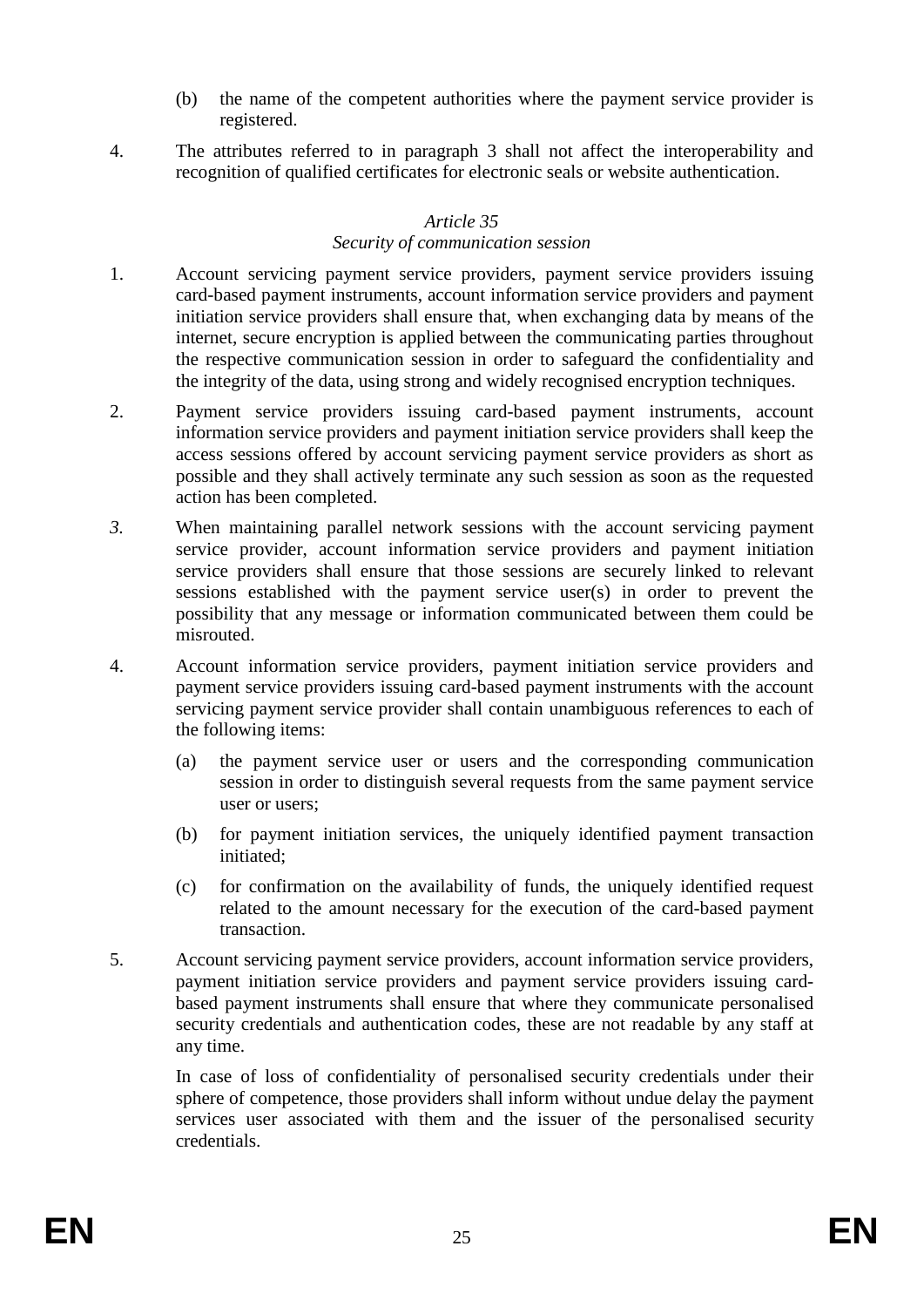(b) the name of the competent authorities where the payment service provider is registered.

4. The attributes referred to in paragraph 3 shall not affect the interoperability and recognition of qualified certificates for electronic seals or website authentication.

*Article 35*

*Security of communication session*

1. Account servicing payment service providers, payment service providers issuing card-based payment instruments, account information service providers and payment initiation service providers shall ensure that, when exchanging data by means of the internet, secure encryption is applied between the communicating parties throughout the respective communication session in order to safeguard the confidentiality and the integrity of the data, using strong and widely recognised encryption techniques.

2. Payment service providers issuing card-based payment instruments, account information service providers and payment initiation service providers shall keep the access sessions offered by account servicing payment service providers as short as possible and they shall actively terminate any such session as soon as the requested action has been completed.

*3.* When maintaining parallel network sessions with the account servicing payment service provider, account information service providers and payment initiation service providers shall ensure that those sessions are securely linked to relevant sessions established with the payment service user(s) in order to prevent the possibility that any message or information communicated between them could be misrouted.

4. Account information service providers, payment initiation service providers and payment service providers issuing card-based payment instruments with the account servicing payment service provider shall contain unambiguous references to each of the following items:

   (a) the payment service user or users and the corresponding communication session in order to distinguish several requests from the same payment service user or users;

   (b) for payment initiation services, the uniquely identified payment transaction initiated;

   (c) for confirmation on the availability of funds, the uniquely identified request related to the amount necessary for the execution of the card-based payment transaction.

5. Account servicing payment service providers, account information service providers, payment initiation service providers and payment service providers issuing card-based payment instruments shall ensure that where they communicate personalised security credentials and authentication codes, these are not readable by any staff at any time.

   In case of loss of confidentiality of personalised security credentials under their sphere of competence, those providers shall inform without undue delay the payment services user associated with them and the issuer of the personalised security credentials.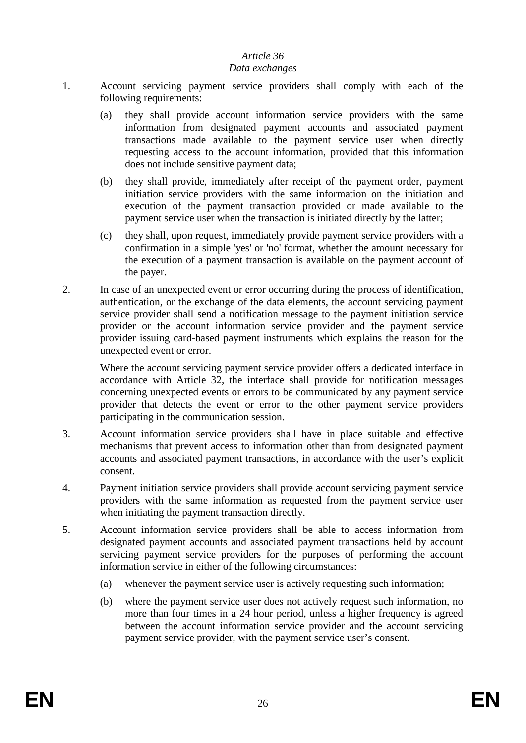*Article 36*
*Data exchanges*

1. Account servicing payment service providers shall comply with each of the following requirements:

   (a) they shall provide account information service providers with the same information from designated payment accounts and associated payment transactions made available to the payment service user when directly requesting access to the account information, provided that this information does not include sensitive payment data;

   (b) they shall provide, immediately after receipt of the payment order, payment initiation service providers with the same information on the initiation and execution of the payment transaction provided or made available to the payment service user when the transaction is initiated directly by the latter;

   (c) they shall, upon request, immediately provide payment service providers with a confirmation in a simple 'yes' or 'no' format, whether the amount necessary for the execution of a payment transaction is available on the payment account of the payer.

2. In case of an unexpected event or error occurring during the process of identification, authentication, or the exchange of the data elements, the account servicing payment service provider shall send a notification message to the payment initiation service provider or the account information service provider and the payment service provider issuing card-based payment instruments which explains the reason for the unexpected event or error.

   Where the account servicing payment service provider offers a dedicated interface in accordance with Article 32, the interface shall provide for notification messages concerning unexpected events or errors to be communicated by any payment service provider that detects the event or error to the other payment service providers participating in the communication session.

3. Account information service providers shall have in place suitable and effective mechanisms that prevent access to information other than from designated payment accounts and associated payment transactions, in accordance with the user's explicit consent.

4. Payment initiation service providers shall provide account servicing payment service providers with the same information as requested from the payment service user when initiating the payment transaction directly.

5. Account information service providers shall be able to access information from designated payment accounts and associated payment transactions held by account servicing payment service providers for the purposes of performing the account information service in either of the following circumstances:

   (a) whenever the payment service user is actively requesting such information;

   (b) where the payment service user does not actively request such information, no more than four times in a 24 hour period, unless a higher frequency is agreed between the account information service provider and the account servicing payment service provider, with the payment service user's consent.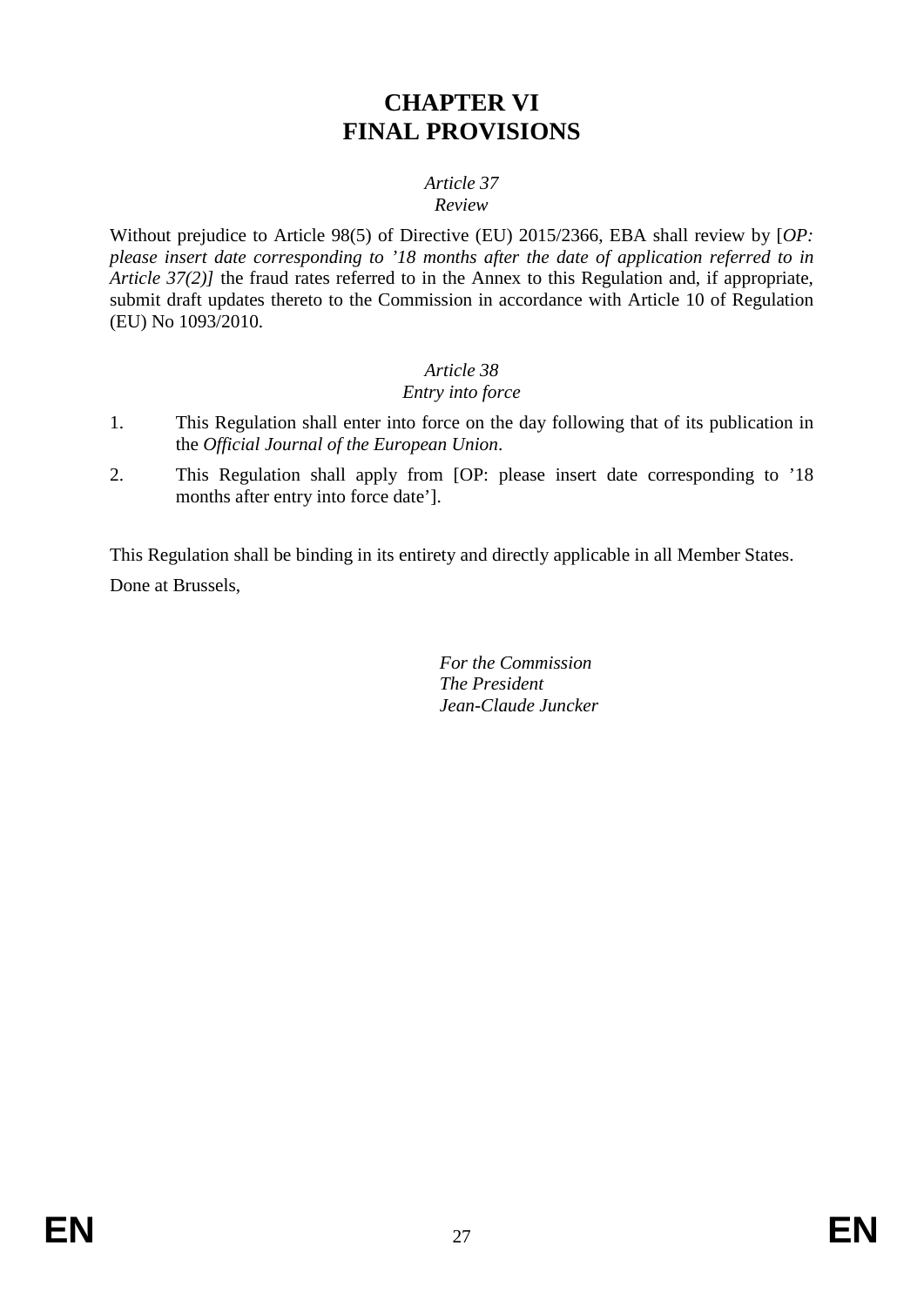# CHAPTER VI
# FINAL PROVISIONS

*Article 37*
*Review*

Without prejudice to Article 98(5) of Directive (EU) 2015/2366, EBA shall review by [*OP: please insert date corresponding to '18 months after the date of application referred to in Article 37(2)]* the fraud rates referred to in the Annex to this Regulation and, if appropriate, submit draft updates thereto to the Commission in accordance with Article 10 of Regulation (EU) No 1093/2010.

*Article 38*
*Entry into force*

1. This Regulation shall enter into force on the day following that of its publication in the *Official Journal of the European Union*.
2. This Regulation shall apply from [OP: please insert date corresponding to '18 months after entry into force date'].

This Regulation shall be binding in its entirety and directly applicable in all Member States.

Done at Brussels,

*For the Commission*
*The President*
*Jean-Claude Juncker*